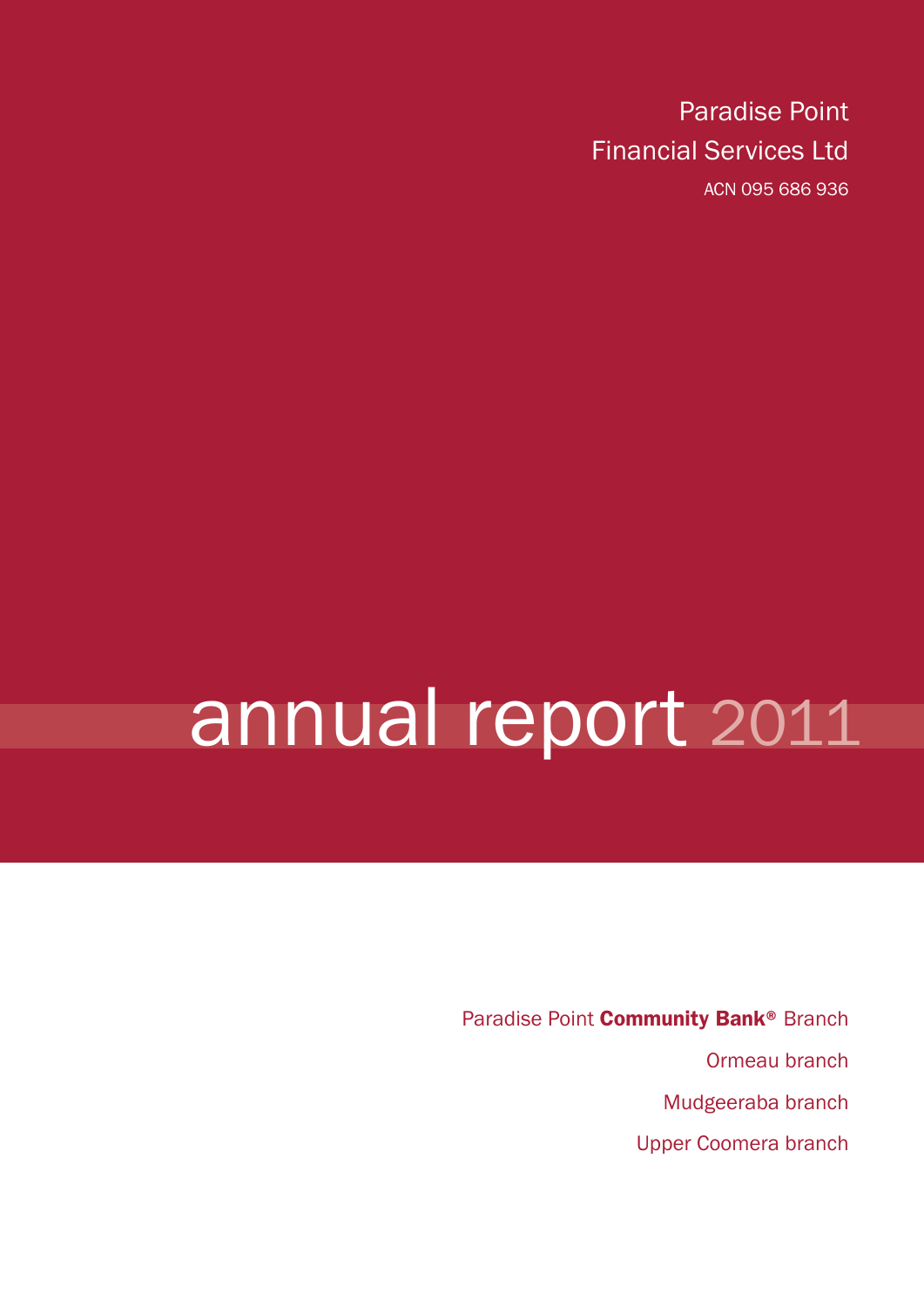Paradise Point
Financial Services Ltd
ACN 095 686 936

# annual report 2011

Paradise Point **Community Bank®** Branch

Ormeau branch

Mudgeeraba branch

Upper Coomera branch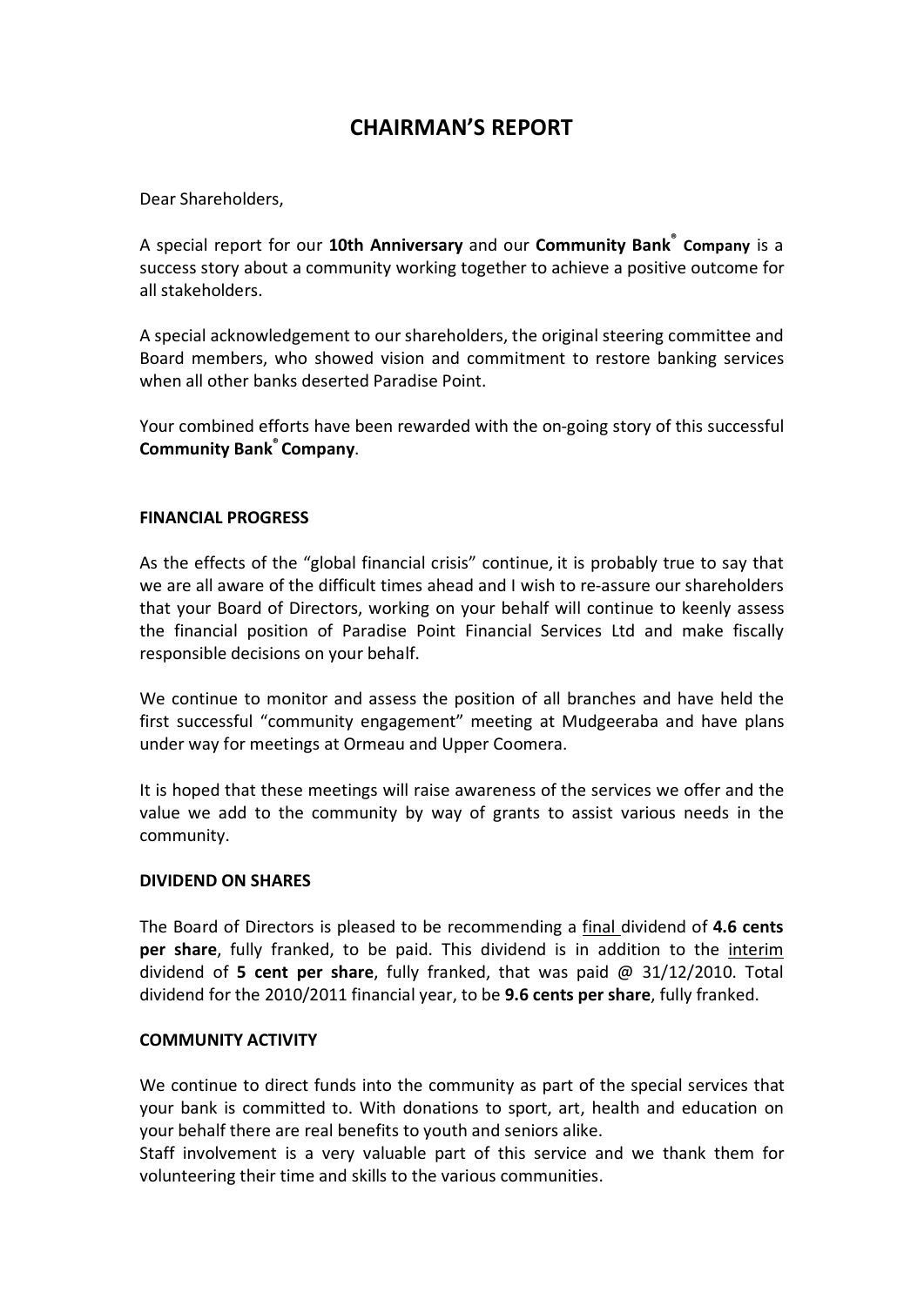# CHAIRMAN'S REPORT

Dear Shareholders,

A special report for our **10th Anniversary** and our **Community Bank® Company** is a success story about a community working together to achieve a positive outcome for all stakeholders.

A special acknowledgement to our shareholders, the original steering committee and Board members, who showed vision and commitment to restore banking services when all other banks deserted Paradise Point.

Your combined efforts have been rewarded with the on-going story of this successful **Community Bank® Company**.

**FINANCIAL PROGRESS**

As the effects of the "global financial crisis" continue, it is probably true to say that we are all aware of the difficult times ahead and I wish to re-assure our shareholders that your Board of Directors, working on your behalf will continue to keenly assess the financial position of Paradise Point Financial Services Ltd and make fiscally responsible decisions on your behalf.

We continue to monitor and assess the position of all branches and have held the first successful "community engagement" meeting at Mudgeeraba and have plans under way for meetings at Ormeau and Upper Coomera.

It is hoped that these meetings will raise awareness of the services we offer and the value we add to the community by way of grants to assist various needs in the community.

**DIVIDEND ON SHARES**

The Board of Directors is pleased to be recommending a final dividend of **4.6 cents per share**, fully franked, to be paid. This dividend is in addition to the interim dividend of **5 cent per share**, fully franked, that was paid @ 31/12/2010. Total dividend for the 2010/2011 financial year, to be **9.6 cents per share**, fully franked.

**COMMUNITY ACTIVITY**

We continue to direct funds into the community as part of the special services that your bank is committed to. With donations to sport, art, health and education on your behalf there are real benefits to youth and seniors alike.

Staff involvement is a very valuable part of this service and we thank them for volunteering their time and skills to the various communities.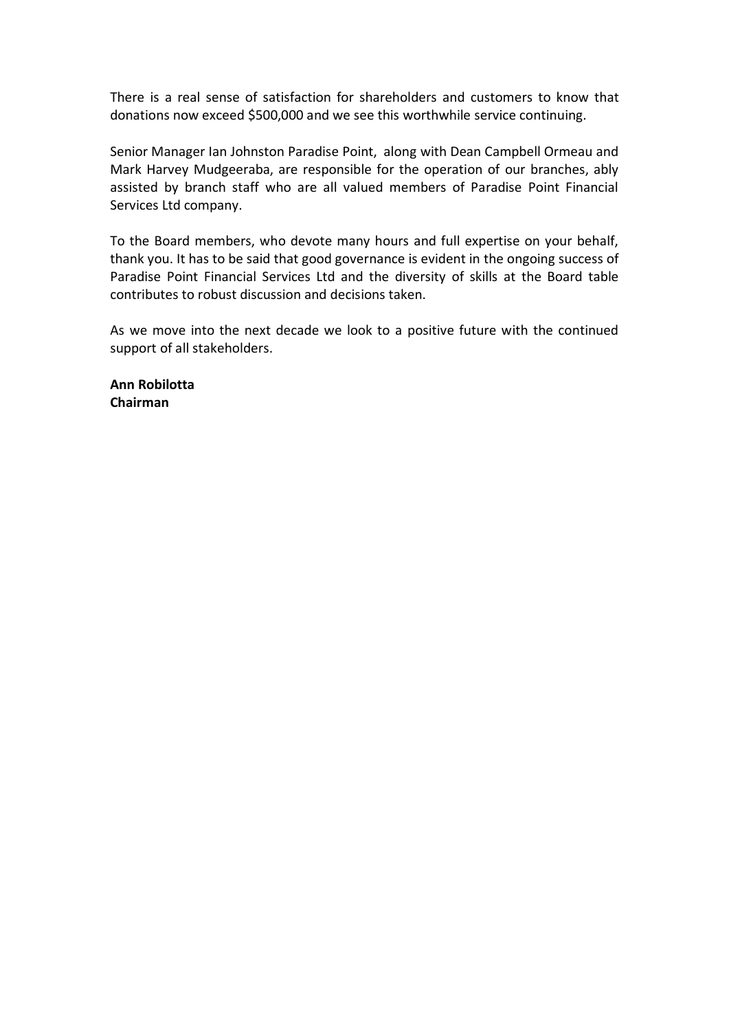There is a real sense of satisfaction for shareholders and customers to know that donations now exceed $500,000 and we see this worthwhile service continuing.

Senior Manager Ian Johnston Paradise Point, along with Dean Campbell Ormeau and Mark Harvey Mudgeeraba, are responsible for the operation of our branches, ably assisted by branch staff who are all valued members of Paradise Point Financial Services Ltd company.

To the Board members, who devote many hours and full expertise on your behalf, thank you. It has to be said that good governance is evident in the ongoing success of Paradise Point Financial Services Ltd and the diversity of skills at the Board table contributes to robust discussion and decisions taken.

As we move into the next decade we look to a positive future with the continued support of all stakeholders.

**Ann Robilotta**  
**Chairman**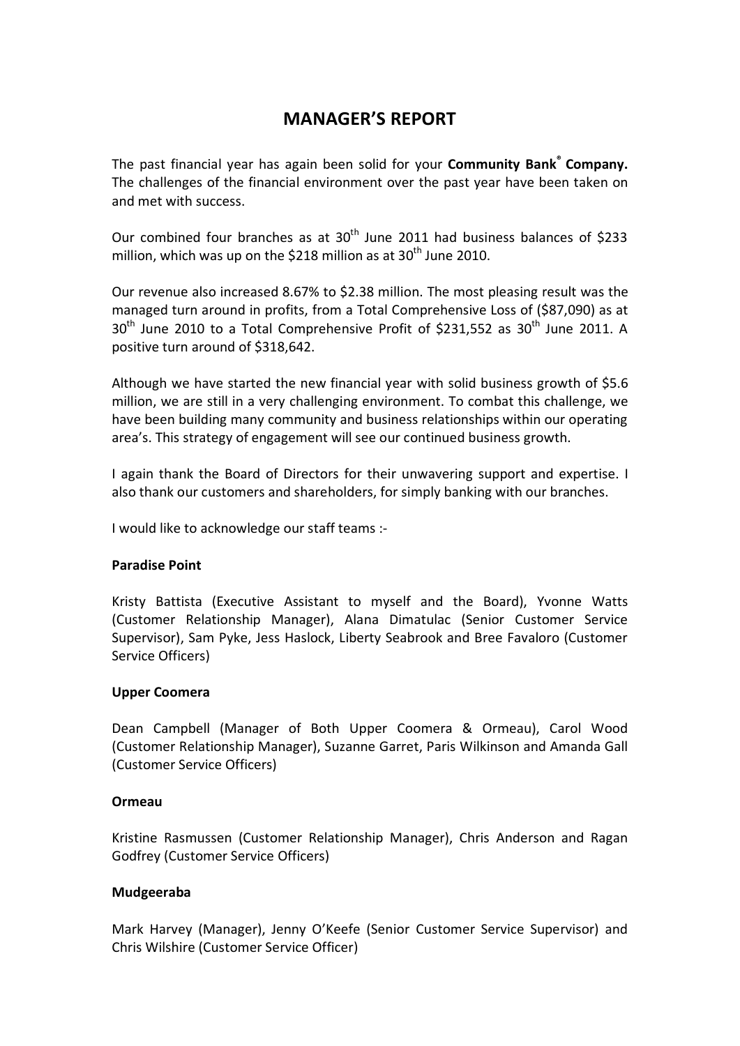# MANAGER'S REPORT

The past financial year has again been solid for your **Community Bank® Company.** The challenges of the financial environment over the past year have been taken on and met with success.

Our combined four branches as at 30th June 2011 had business balances of $233 million, which was up on the $218 million as at 30th June 2010.

Our revenue also increased 8.67% to $2.38 million. The most pleasing result was the managed turn around in profits, from a Total Comprehensive Loss of ($87,090) as at 30th June 2010 to a Total Comprehensive Profit of $231,552 as 30th June 2011. A positive turn around of $318,642.

Although we have started the new financial year with solid business growth of $5.6 million, we are still in a very challenging environment. To combat this challenge, we have been building many community and business relationships within our operating area's. This strategy of engagement will see our continued business growth.

I again thank the Board of Directors for their unwavering support and expertise. I also thank our customers and shareholders, for simply banking with our branches.

I would like to acknowledge our staff teams :-

**Paradise Point**

Kristy Battista (Executive Assistant to myself and the Board), Yvonne Watts (Customer Relationship Manager), Alana Dimatulac (Senior Customer Service Supervisor), Sam Pyke, Jess Haslock, Liberty Seabrook and Bree Favaloro (Customer Service Officers)

**Upper Coomera**

Dean Campbell (Manager of Both Upper Coomera & Ormeau), Carol Wood (Customer Relationship Manager), Suzanne Garret, Paris Wilkinson and Amanda Gall (Customer Service Officers)

**Ormeau**

Kristine Rasmussen (Customer Relationship Manager), Chris Anderson and Ragan Godfrey (Customer Service Officers)

**Mudgeeraba**

Mark Harvey (Manager), Jenny O'Keefe (Senior Customer Service Supervisor) and Chris Wilshire (Customer Service Officer)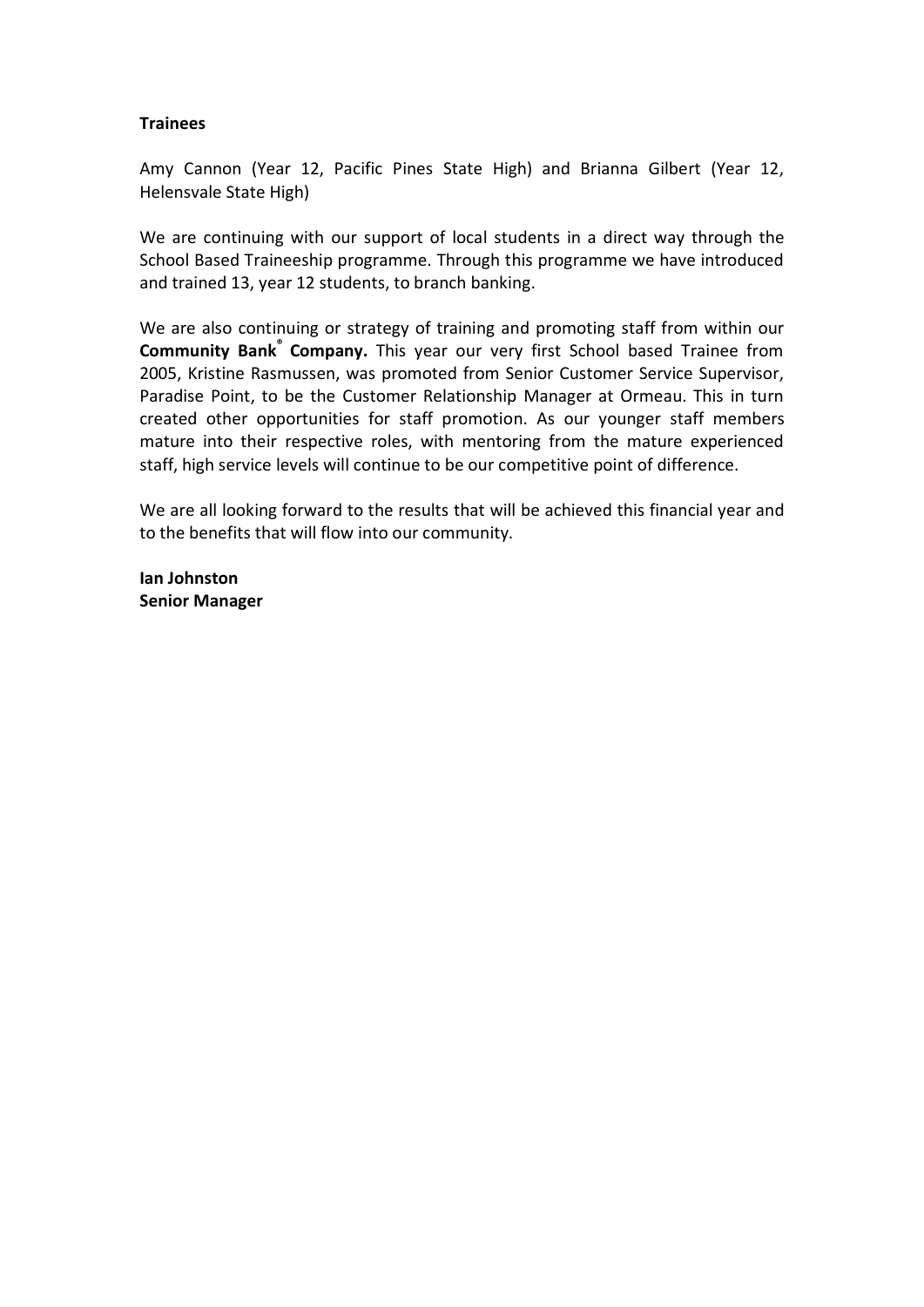**Trainees**

Amy Cannon (Year 12, Pacific Pines State High) and Brianna Gilbert (Year 12, Helensvale State High)

We are continuing with our support of local students in a direct way through the School Based Traineeship programme. Through this programme we have introduced and trained 13, year 12 students, to branch banking.

We are also continuing or strategy of training and promoting staff from within our **Community Bank® Company.** This year our very first School based Trainee from 2005, Kristine Rasmussen, was promoted from Senior Customer Service Supervisor, Paradise Point, to be the Customer Relationship Manager at Ormeau. This in turn created other opportunities for staff promotion. As our younger staff members mature into their respective roles, with mentoring from the mature experienced staff, high service levels will continue to be our competitive point of difference.

We are all looking forward to the results that will be achieved this financial year and to the benefits that will flow into our community.

**Ian Johnston**
**Senior Manager**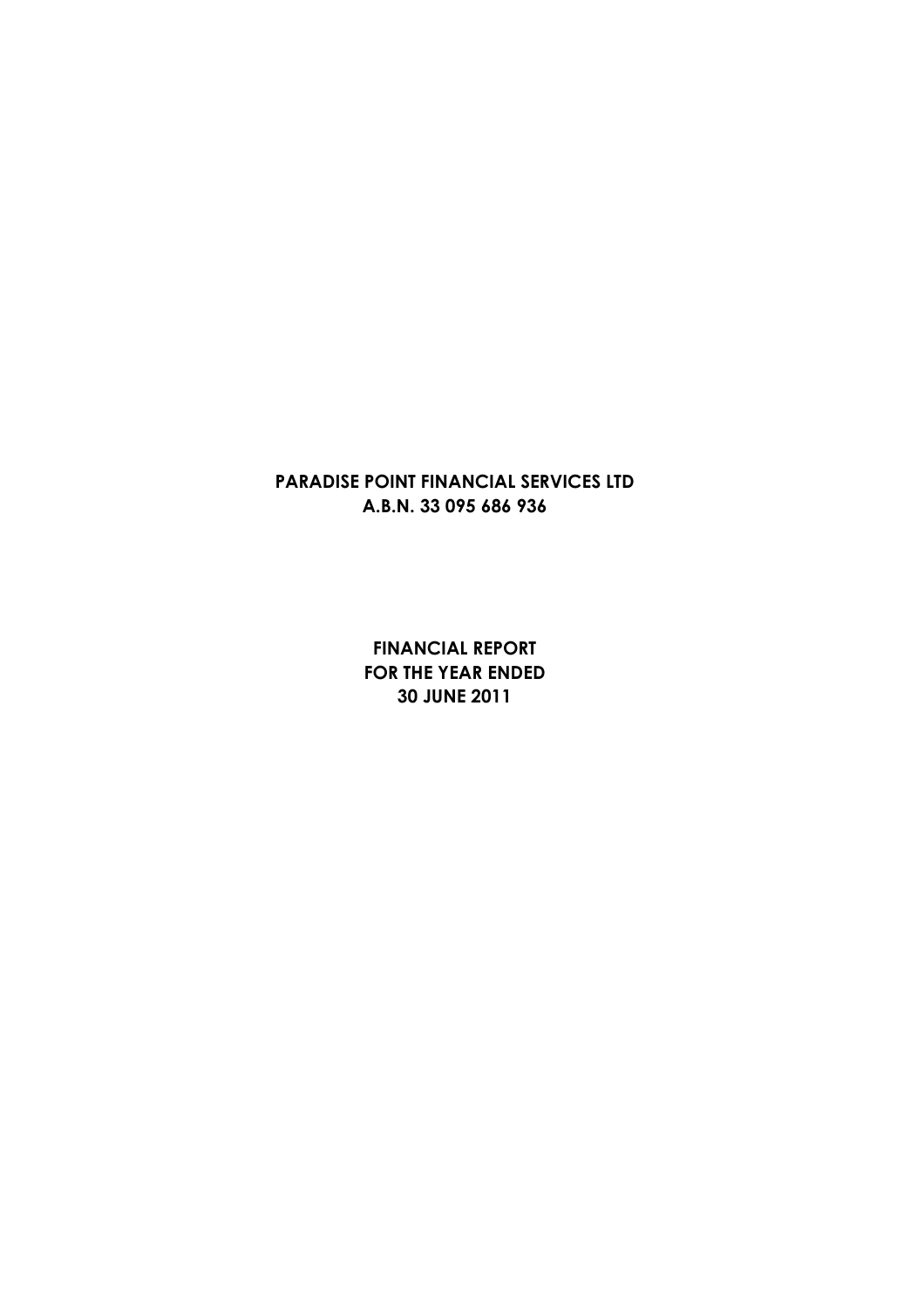**PARADISE POINT FINANCIAL SERVICES LTD**
**A.B.N. 33 095 686 936**

**FINANCIAL REPORT**
**FOR THE YEAR ENDED**
**30 JUNE 2011**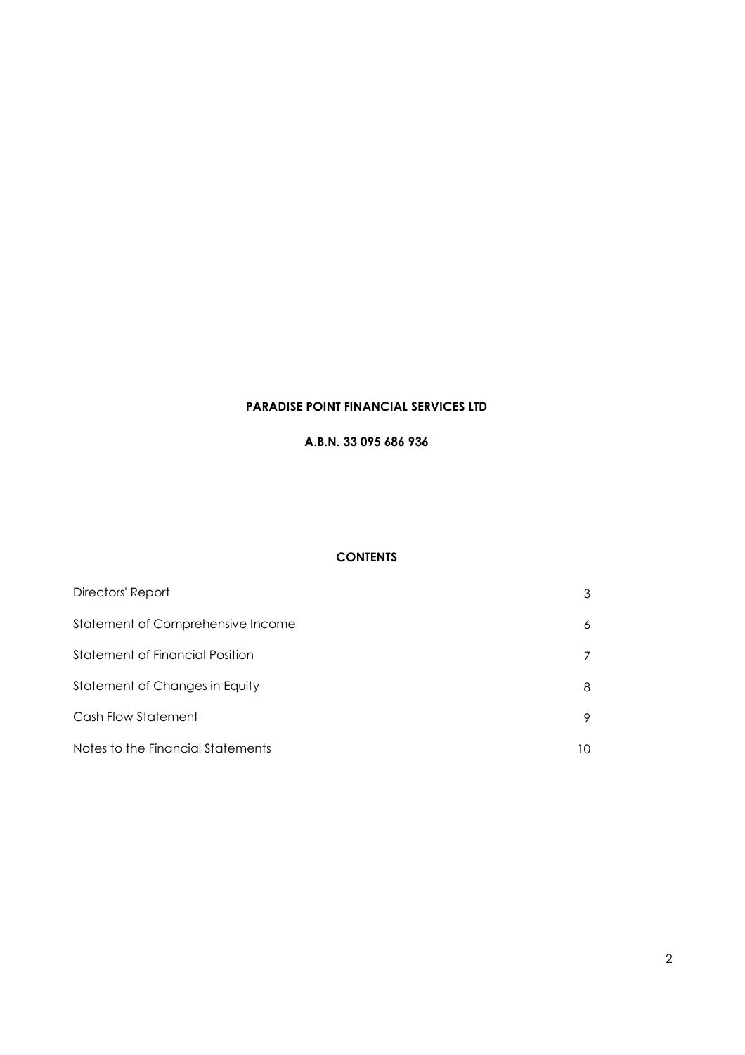**PARADISE POINT FINANCIAL SERVICES LTD**

**A.B.N. 33 095 686 936**

**CONTENTS**

| | |
|---|---|
| Directors' Report | 3 |
| Statement of Comprehensive Income | 6 |
| Statement of Financial Position | 7 |
| Statement of Changes in Equity | 8 |
| Cash Flow Statement | 9 |
| Notes to the Financial Statements | 10 |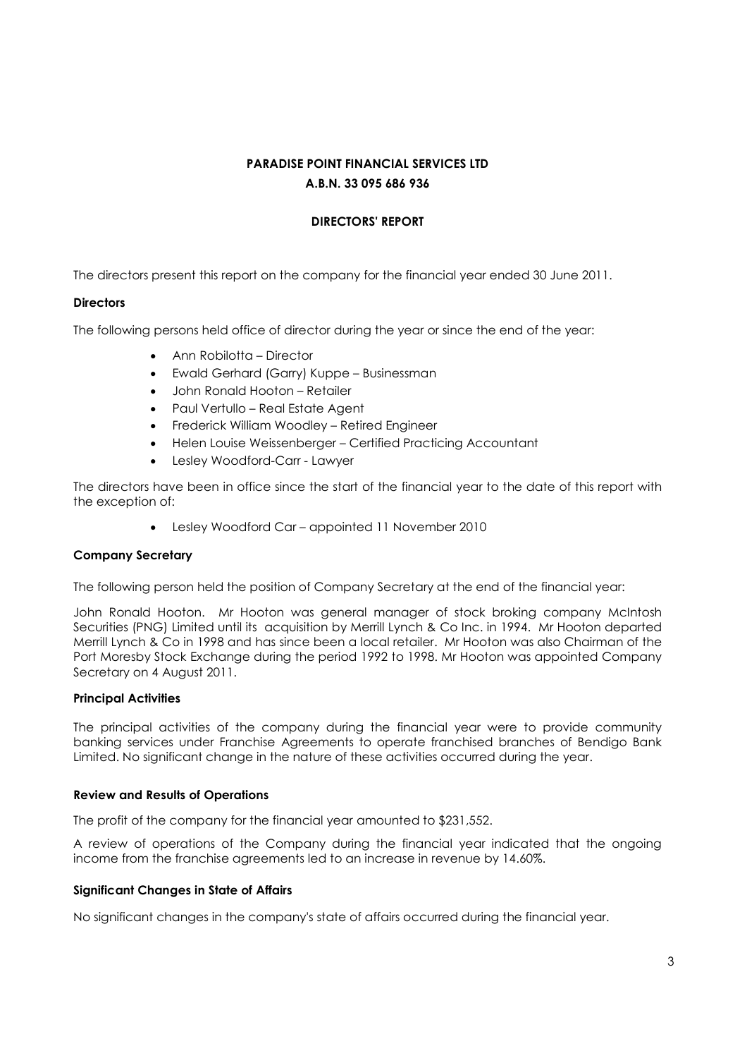**PARADISE POINT FINANCIAL SERVICES LTD**

**A.B.N. 33 095 686 936**

**DIRECTORS' REPORT**

The directors present this report on the company for the financial year ended 30 June 2011.

**Directors**

The following persons held office of director during the year or since the end of the year:

- Ann Robilotta – Director
- Ewald Gerhard (Garry) Kuppe – Businessman
- John Ronald Hooton – Retailer
- Paul Vertullo – Real Estate Agent
- Frederick William Woodley – Retired Engineer
- Helen Louise Weissenberger – Certified Practicing Accountant
- Lesley Woodford-Carr - Lawyer

The directors have been in office since the start of the financial year to the date of this report with the exception of:

- Lesley Woodford Car – appointed 11 November 2010

**Company Secretary**

The following person held the position of Company Secretary at the end of the financial year:

John Ronald Hooton. Mr Hooton was general manager of stock broking company McIntosh Securities (PNG) Limited until its acquisition by Merrill Lynch & Co Inc. in 1994. Mr Hooton departed Merrill Lynch & Co in 1998 and has since been a local retailer. Mr Hooton was also Chairman of the Port Moresby Stock Exchange during the period 1992 to 1998. Mr Hooton was appointed Company Secretary on 4 August 2011.

**Principal Activities**

The principal activities of the company during the financial year were to provide community banking services under Franchise Agreements to operate franchised branches of Bendigo Bank Limited. No significant change in the nature of these activities occurred during the year.

**Review and Results of Operations**

The profit of the company for the financial year amounted to $231,552.

A review of operations of the Company during the financial year indicated that the ongoing income from the franchise agreements led to an increase in revenue by 14.60%.

**Significant Changes in State of Affairs**

No significant changes in the company's state of affairs occurred during the financial year.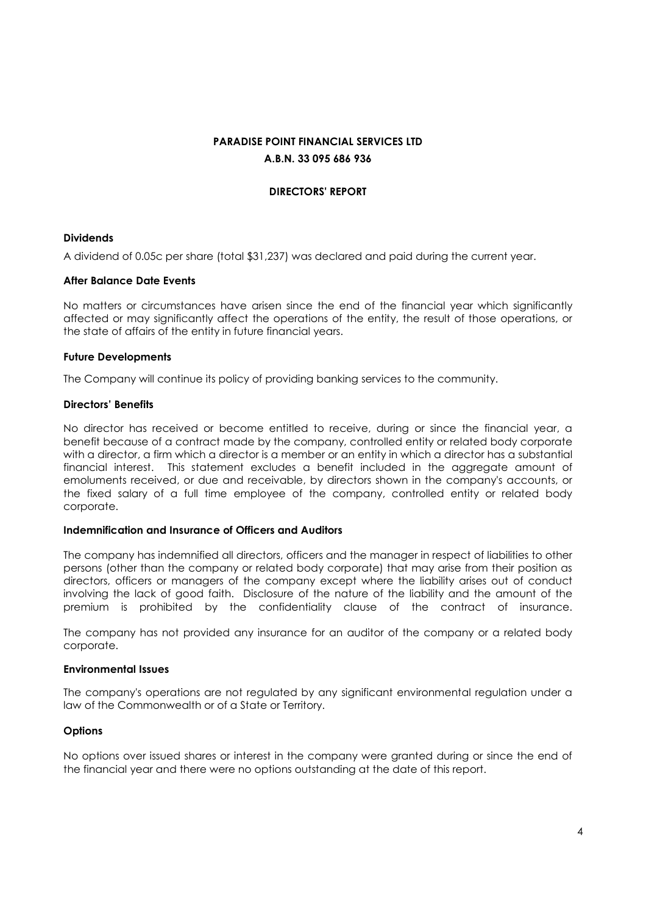**PARADISE POINT FINANCIAL SERVICES LTD**

**A.B.N. 33 095 686 936**

**DIRECTORS' REPORT**

**Dividends**

A dividend of 0.05c per share (total $31,237) was declared and paid during the current year.

**After Balance Date Events**

No matters or circumstances have arisen since the end of the financial year which significantly affected or may significantly affect the operations of the entity, the result of those operations, or the state of affairs of the entity in future financial years.

**Future Developments**

The Company will continue its policy of providing banking services to the community.

**Directors' Benefits**

No director has received or become entitled to receive, during or since the financial year, a benefit because of a contract made by the company, controlled entity or related body corporate with a director, a firm which a director is a member or an entity in which a director has a substantial financial interest. This statement excludes a benefit included in the aggregate amount of emoluments received, or due and receivable, by directors shown in the company's accounts, or the fixed salary of a full time employee of the company, controlled entity or related body corporate.

**Indemnification and Insurance of Officers and Auditors**

The company has indemnified all directors, officers and the manager in respect of liabilities to other persons (other than the company or related body corporate) that may arise from their position as directors, officers or managers of the company except where the liability arises out of conduct involving the lack of good faith. Disclosure of the nature of the liability and the amount of the premium is prohibited by the confidentiality clause of the contract of insurance.

The company has not provided any insurance for an auditor of the company or a related body corporate.

**Environmental Issues**

The company's operations are not regulated by any significant environmental regulation under a law of the Commonwealth or of a State or Territory.

**Options**

No options over issued shares or interest in the company were granted during or since the end of the financial year and there were no options outstanding at the date of this report.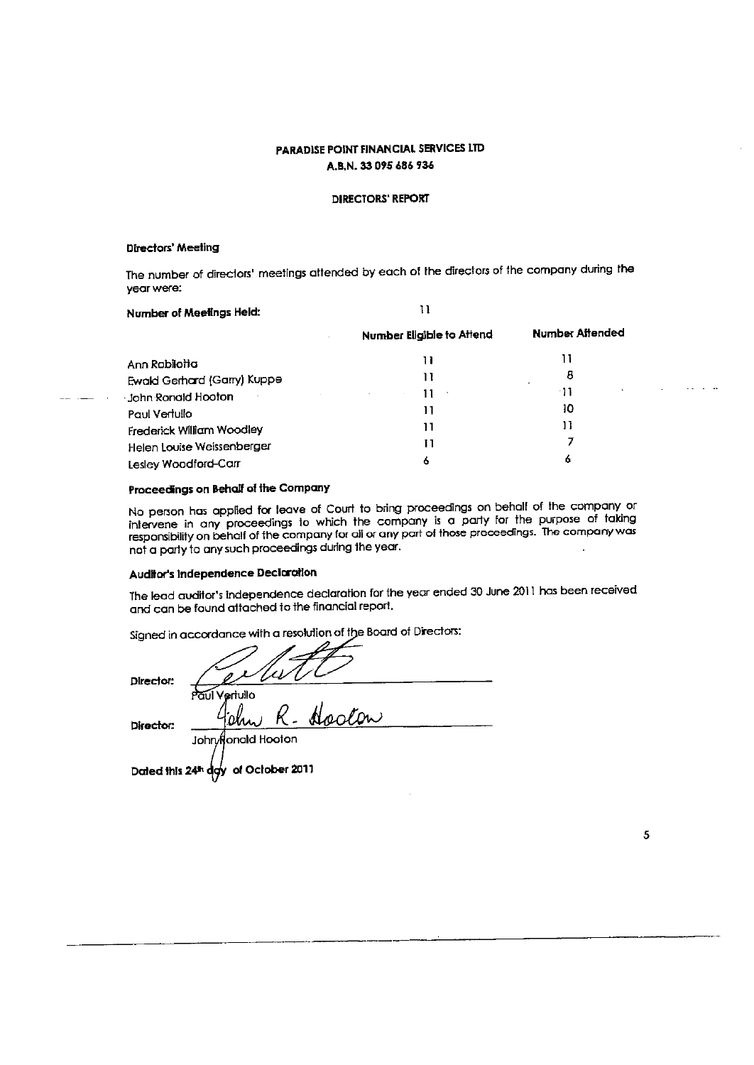**PARADISE POINT FINANCIAL SERVICES LTD**
**A.B.N. 33 095 686 936**

**DIRECTORS' REPORT**

**Directors' Meeting**

The number of directors' meetings attended by each of the directors of the company during the year were:

**Number of Meetings Held:** 11

| | Number Eligible to Attend | Number Attended |
|---|---|---|
| Ann Robilotta | 11 | 11 |
| Ewald Gerhard (Garry) Kuppe | 11 | 8 |
| John Ronald Hooton | 11 | 11 |
| Paul Vertullo | 11 | 10 |
| Frederick William Woodley | 11 | 11 |
| Helen Louise Weissenberger | 11 | 7 |
| Lesley Woodford-Carr | 6 | 6 |

**Proceedings on Behalf of the Company**

No person has applied for leave of Court to bring proceedings on behalf of the company or intervene in any proceedings to which the company is a party for the purpose of taking responsibility on behalf of the company for all or any part of those proceedings. The company was not a party to any such proceedings during the year.

**Auditor's Independence Declaration**

The lead auditor's independence declaration for the year ended 30 June 2011 has been received and can be found attached to the financial report.

Signed in accordance with a resolution of the Board of Directors:

Director: ______________________
Paul Vertullo

Director: ______________________
John Ronald Hooton

Dated this 24th day of October 2011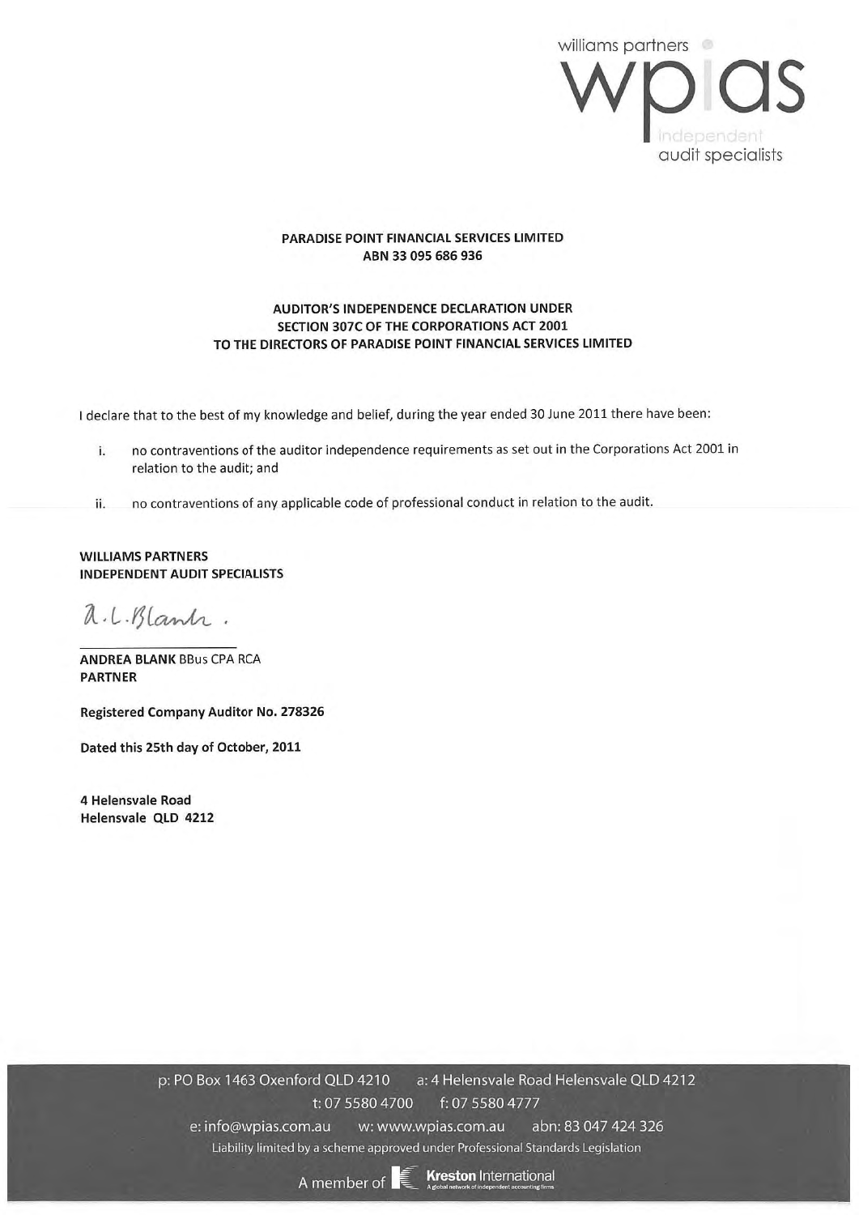williams partners

wpias

independent audit specialists

**PARADISE POINT FINANCIAL SERVICES LIMITED**
**ABN 33 095 686 936**

**AUDITOR'S INDEPENDENCE DECLARATION UNDER SECTION 307C OF THE CORPORATIONS ACT 2001 TO THE DIRECTORS OF PARADISE POINT FINANCIAL SERVICES LIMITED**

I declare that to the best of my knowledge and belief, during the year ended 30 June 2011 there have been:

i. no contraventions of the auditor independence requirements as set out in the Corporations Act 2001 in relation to the audit; and

ii. no contraventions of any applicable code of professional conduct in relation to the audit.

**WILLIAMS PARTNERS**
**INDEPENDENT AUDIT SPECIALISTS**

A.L.Blank.

**ANDREA BLANK** BBus CPA RCA
**PARTNER**

**Registered Company Auditor No. 278326**

**Dated this 25th day of October, 2011**

**4 Helensvale Road**
**Helensvale QLD 4212**

p: PO Box 1463 Oxenford QLD 4210 a: 4 Helensvale Road Helensvale QLD 4212
t: 07 5580 4700 f: 07 5580 4777
e: info@wpias.com.au w: www.wpias.com.au abn: 83 047 424 326
Liability limited by a scheme approved under Professional Standards Legislation

A member of Kreston International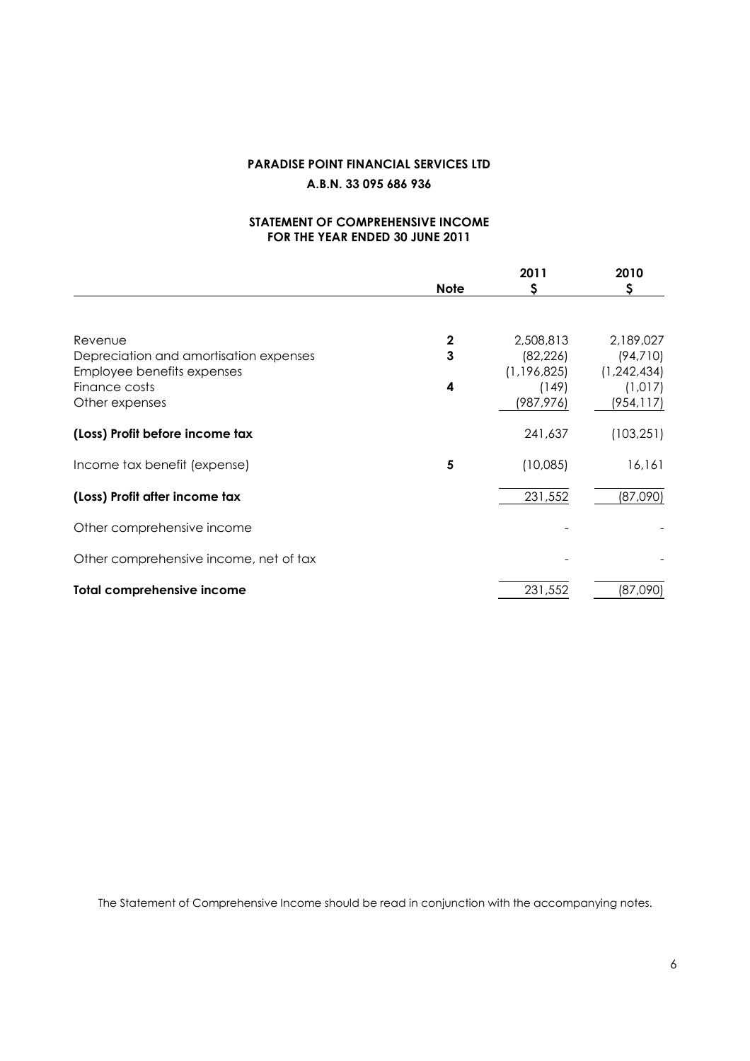# PARADISE POINT FINANCIAL SERVICES LTD

## A.B.N. 33 095 686 936

### STATEMENT OF COMPREHENSIVE INCOME FOR THE YEAR ENDED 30 JUNE 2011

| | Note | 2011 $ | 2010 $ |
|---|---|---|---|
| Revenue | 2 | 2,508,813 | 2,189,027 |
| Depreciation and amortisation expenses | 3 | (82,226) | (94,710) |
| Employee benefits expenses | | (1,196,825) | (1,242,434) |
| Finance costs | 4 | (149) | (1,017) |
| Other expenses | | (987,976) | (954,117) |
| **(Loss) Profit before income tax** | | 241,637 | (103,251) |
| Income tax benefit (expense) | 5 | (10,085) | 16,161 |
| **(Loss) Profit after income tax** | | 231,552 | (87,090) |
| Other comprehensive income | | - | - |
| Other comprehensive income, net of tax | | - | - |
| **Total comprehensive income** | | 231,552 | (87,090) |

The Statement of Comprehensive Income should be read in conjunction with the accompanying notes.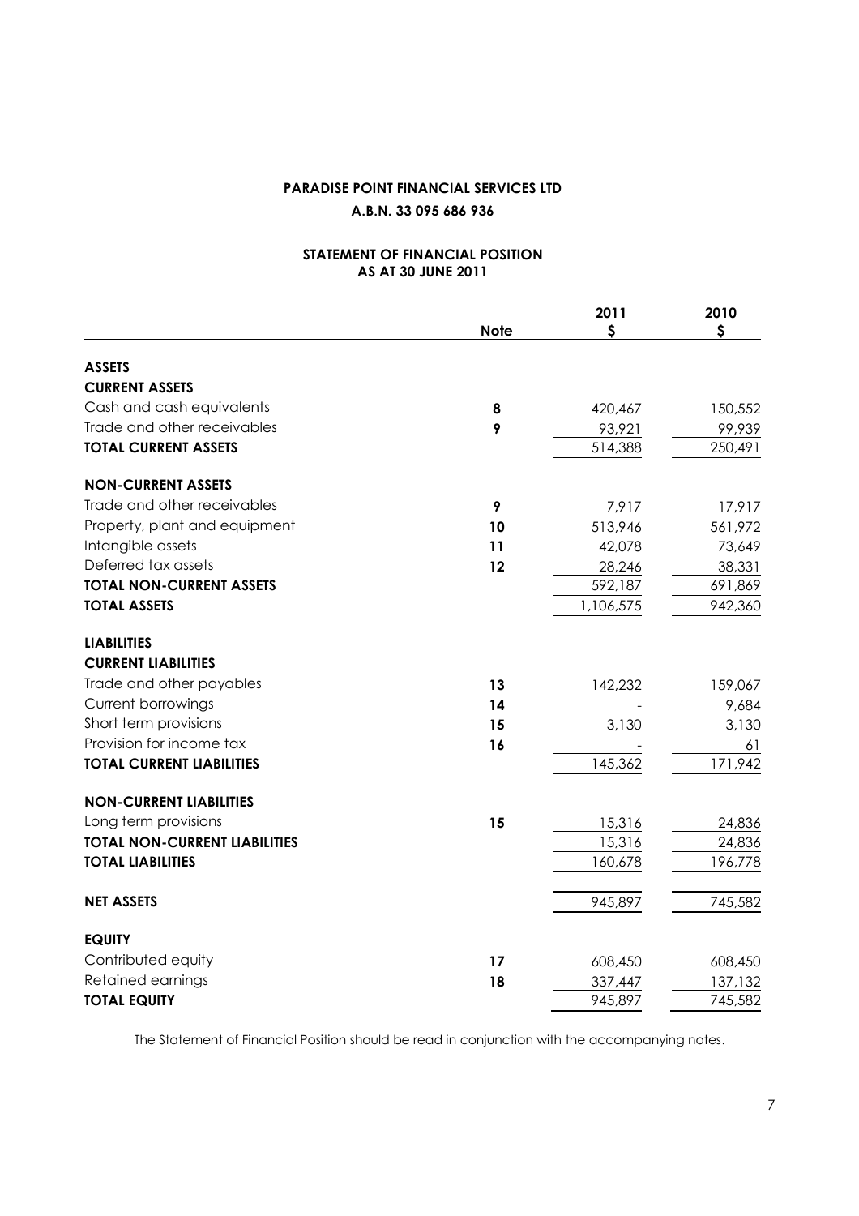**PARADISE POINT FINANCIAL SERVICES LTD**

**A.B.N. 33 095 686 936**

**STATEMENT OF FINANCIAL POSITION**
**AS AT 30 JUNE 2011**

| | Note | 2011 $ | 2010 $ |
|---|---|---|---|
| **ASSETS** | | | |
| **CURRENT ASSETS** | | | |
| Cash and cash equivalents | 8 | 420,467 | 150,552 |
| Trade and other receivables | 9 | 93,921 | 99,939 |
| **TOTAL CURRENT ASSETS** | | 514,388 | 250,491 |
| **NON-CURRENT ASSETS** | | | |
| Trade and other receivables | 9 | 7,917 | 17,917 |
| Property, plant and equipment | 10 | 513,946 | 561,972 |
| Intangible assets | 11 | 42,078 | 73,649 |
| Deferred tax assets | 12 | 28,246 | 38,331 |
| **TOTAL NON-CURRENT ASSETS** | | 592,187 | 691,869 |
| **TOTAL ASSETS** | | 1,106,575 | 942,360 |
| **LIABILITIES** | | | |
| **CURRENT LIABILITIES** | | | |
| Trade and other payables | 13 | 142,232 | 159,067 |
| Current borrowings | 14 | - | 9,684 |
| Short term provisions | 15 | 3,130 | 3,130 |
| Provision for income tax | 16 | - | 61 |
| **TOTAL CURRENT LIABILITIES** | | 145,362 | 171,942 |
| **NON-CURRENT LIABILITIES** | | | |
| Long term provisions | 15 | 15,316 | 24,836 |
| **TOTAL NON-CURRENT LIABILITIES** | | 15,316 | 24,836 |
| **TOTAL LIABILITIES** | | 160,678 | 196,778 |
| **NET ASSETS** | | 945,897 | 745,582 |
| **EQUITY** | | | |
| Contributed equity | 17 | 608,450 | 608,450 |
| Retained earnings | 18 | 337,447 | 137,132 |
| **TOTAL EQUITY** | | 945,897 | 745,582 |

The Statement of Financial Position should be read in conjunction with the accompanying notes.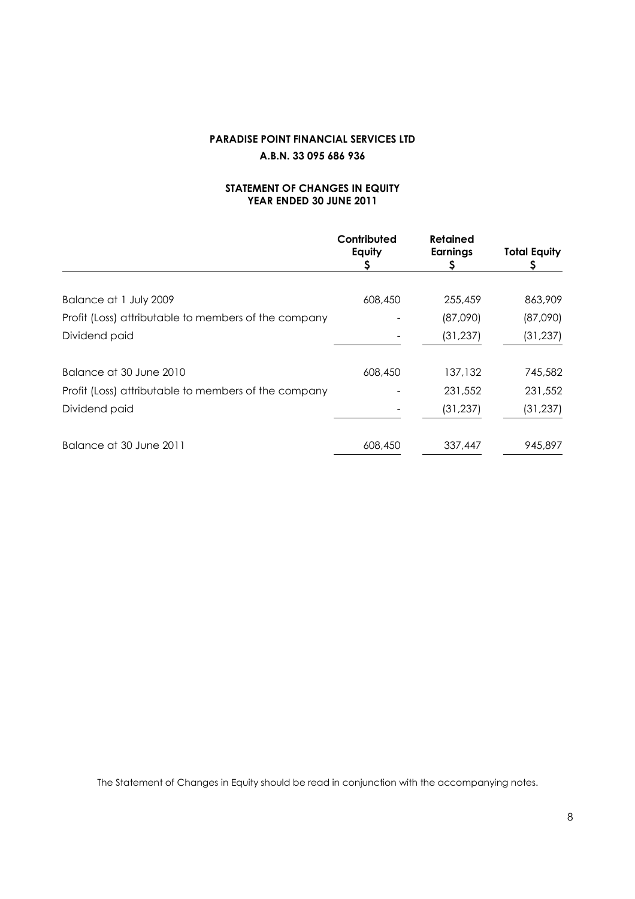**PARADISE POINT FINANCIAL SERVICES LTD**

**A.B.N. 33 095 686 936**

**STATEMENT OF CHANGES IN EQUITY**
**YEAR ENDED 30 JUNE 2011**

| | Contributed Equity $ | Retained Earnings $ | Total Equity $ |
|---|---|---|---|
| Balance at 1 July 2009 | 608,450 | 255,459 | 863,909 |
| Profit (Loss) attributable to members of the company | - | (87,090) | (87,090) |
| Dividend paid | - | (31,237) | (31,237) |
| Balance at 30 June 2010 | 608,450 | 137,132 | 745,582 |
| Profit (Loss) attributable to members of the company | - | 231,552 | 231,552 |
| Dividend paid | - | (31,237) | (31,237) |
| Balance at 30 June 2011 | 608,450 | 337,447 | 945,897 |

The Statement of Changes in Equity should be read in conjunction with the accompanying notes.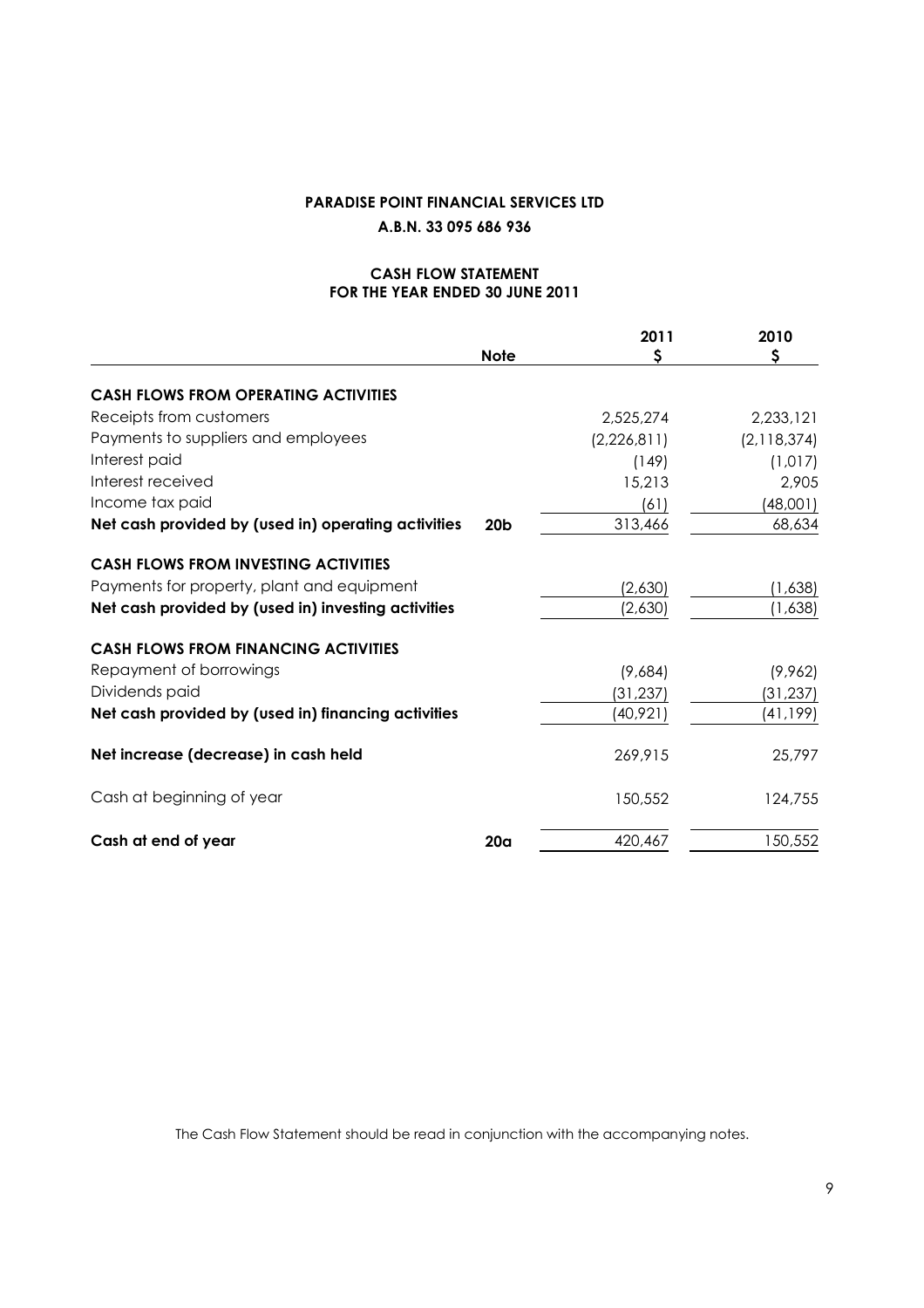**PARADISE POINT FINANCIAL SERVICES LTD**

**A.B.N. 33 095 686 936**

**CASH FLOW STATEMENT**
**FOR THE YEAR ENDED 30 JUNE 2011**

| | Note | 2011 $ | 2010 $ |
|---|---|---|---|
| **CASH FLOWS FROM OPERATING ACTIVITIES** | | | |
| Receipts from customers | | 2,525,274 | 2,233,121 |
| Payments to suppliers and employees | | (2,226,811) | (2,118,374) |
| Interest paid | | (149) | (1,017) |
| Interest received | | 15,213 | 2,905 |
| Income tax paid | | (61) | (48,001) |
| **Net cash provided by (used in) operating activities** | **20b** | 313,466 | 68,634 |
| **CASH FLOWS FROM INVESTING ACTIVITIES** | | | |
| Payments for property, plant and equipment | | (2,630) | (1,638) |
| **Net cash provided by (used in) investing activities** | | (2,630) | (1,638) |
| **CASH FLOWS FROM FINANCING ACTIVITIES** | | | |
| Repayment of borrowings | | (9,684) | (9,962) |
| Dividends paid | | (31,237) | (31,237) |
| **Net cash provided by (used in) financing activities** | | (40,921) | (41,199) |
| **Net increase (decrease) in cash held** | | 269,915 | 25,797 |
| Cash at beginning of year | | 150,552 | 124,755 |
| **Cash at end of year** | **20a** | 420,467 | 150,552 |

The Cash Flow Statement should be read in conjunction with the accompanying notes.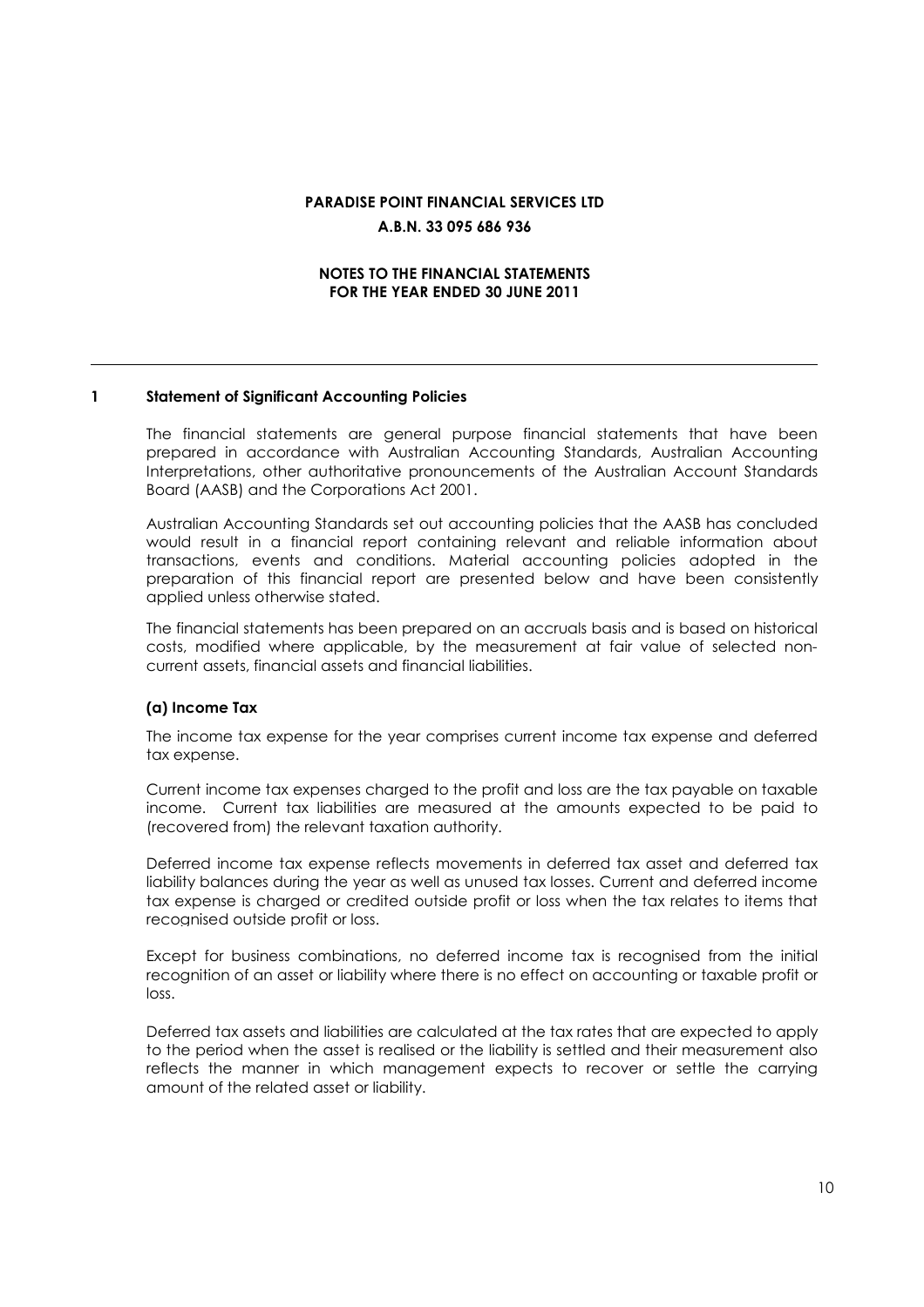**PARADISE POINT FINANCIAL SERVICES LTD**

**A.B.N. 33 095 686 936**

**NOTES TO THE FINANCIAL STATEMENTS**
**FOR THE YEAR ENDED 30 JUNE 2011**

## 1 Statement of Significant Accounting Policies

The financial statements are general purpose financial statements that have been prepared in accordance with Australian Accounting Standards, Australian Accounting Interpretations, other authoritative pronouncements of the Australian Account Standards Board (AASB) and the Corporations Act 2001.

Australian Accounting Standards set out accounting policies that the AASB has concluded would result in a financial report containing relevant and reliable information about transactions, events and conditions. Material accounting policies adopted in the preparation of this financial report are presented below and have been consistently applied unless otherwise stated.

The financial statements has been prepared on an accruals basis and is based on historical costs, modified where applicable, by the measurement at fair value of selected non-current assets, financial assets and financial liabilities.

### (a) Income Tax

The income tax expense for the year comprises current income tax expense and deferred tax expense.

Current income tax expenses charged to the profit and loss are the tax payable on taxable income. Current tax liabilities are measured at the amounts expected to be paid to (recovered from) the relevant taxation authority.

Deferred income tax expense reflects movements in deferred tax asset and deferred tax liability balances during the year as well as unused tax losses. Current and deferred income tax expense is charged or credited outside profit or loss when the tax relates to items that recognised outside profit or loss.

Except for business combinations, no deferred income tax is recognised from the initial recognition of an asset or liability where there is no effect on accounting or taxable profit or loss.

Deferred tax assets and liabilities are calculated at the tax rates that are expected to apply to the period when the asset is realised or the liability is settled and their measurement also reflects the manner in which management expects to recover or settle the carrying amount of the related asset or liability.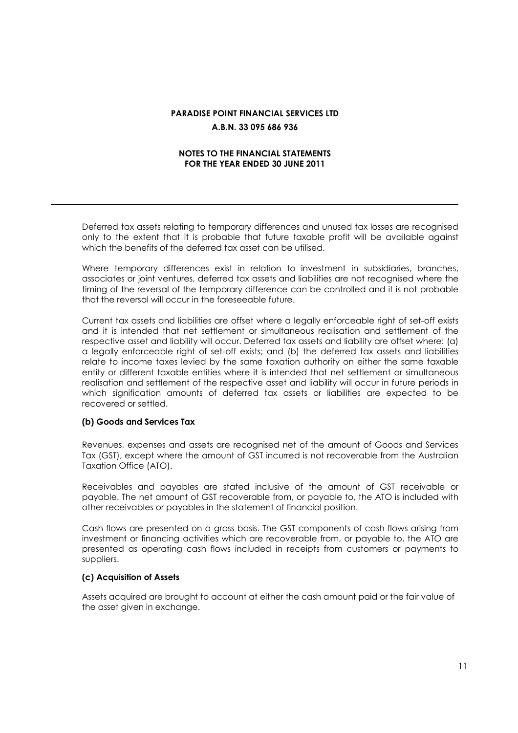Deferred tax assets relating to temporary differences and unused tax losses are recognised only to the extent that it is probable that future taxable profit will be available against which the benefits of the deferred tax asset can be utilised.

Where temporary differences exist in relation to investment in subsidiaries, branches, associates or joint ventures, deferred tax assets and liabilities are not recognised where the timing of the reversal of the temporary difference can be controlled and it is not probable that the reversal will occur in the foreseeable future.

Current tax assets and liabilities are offset where a legally enforceable right of set-off exists and it is intended that net settlement or simultaneous realisation and settlement of the respective asset and liability will occur. Deferred tax assets and liability are offset where: (a) a legally enforceable right of set-off exists; and (b) the deferred tax assets and liabilities relate to income taxes levied by the same taxation authority on either the same taxable entity or different taxable entities where it is intended that net settlement or simultaneous realisation and settlement of the respective asset and liability will occur in future periods in which signification amounts of deferred tax assets or liabilities are expected to be recovered or settled.

**(b) Goods and Services Tax**

Revenues, expenses and assets are recognised net of the amount of Goods and Services Tax (GST), except where the amount of GST incurred is not recoverable from the Australian Taxation Office (ATO).

Receivables and payables are stated inclusive of the amount of GST receivable or payable. The net amount of GST recoverable from, or payable to, the ATO is included with other receivables or payables in the statement of financial position.

Cash flows are presented on a gross basis. The GST components of cash flows arising from investment or financing activities which are recoverable from, or payable to, the ATO are presented as operating cash flows included in receipts from customers or payments to suppliers.

**(c) Acquisition of Assets**

Assets acquired are brought to account at either the cash amount paid or the fair value of the asset given in exchange.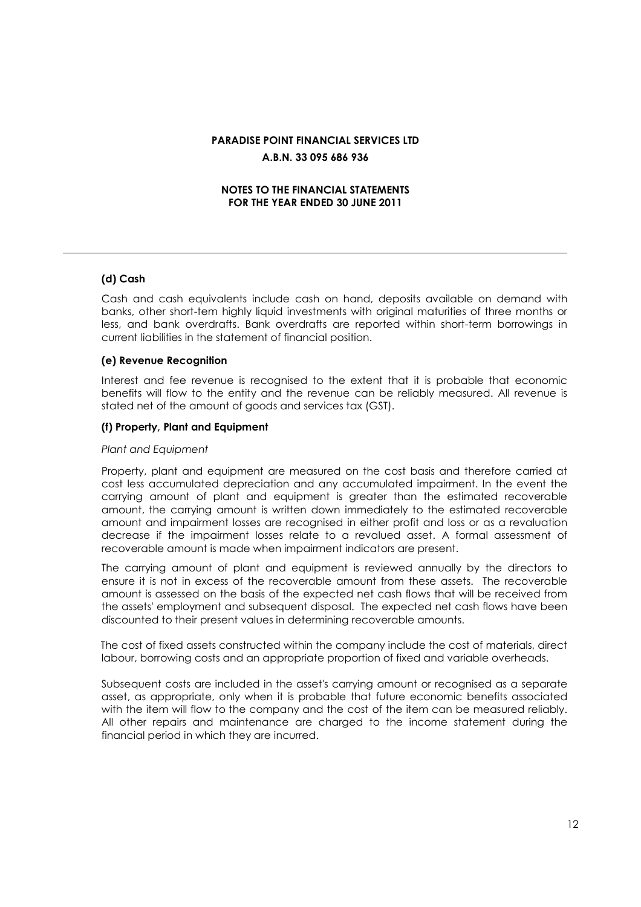**PARADISE POINT FINANCIAL SERVICES LTD**

**A.B.N. 33 095 686 936**

**NOTES TO THE FINANCIAL STATEMENTS FOR THE YEAR ENDED 30 JUNE 2011**

### (d) Cash

Cash and cash equivalents include cash on hand, deposits available on demand with banks, other short-tem highly liquid investments with original maturities of three months or less, and bank overdrafts. Bank overdrafts are reported within short-term borrowings in current liabilities in the statement of financial position.

### (e) Revenue Recognition

Interest and fee revenue is recognised to the extent that it is probable that economic benefits will flow to the entity and the revenue can be reliably measured. All revenue is stated net of the amount of goods and services tax (GST).

### (f) Property, Plant and Equipment

*Plant and Equipment*

Property, plant and equipment are measured on the cost basis and therefore carried at cost less accumulated depreciation and any accumulated impairment. In the event the carrying amount of plant and equipment is greater than the estimated recoverable amount, the carrying amount is written down immediately to the estimated recoverable amount and impairment losses are recognised in either profit and loss or as a revaluation decrease if the impairment losses relate to a revalued asset. A formal assessment of recoverable amount is made when impairment indicators are present.

The carrying amount of plant and equipment is reviewed annually by the directors to ensure it is not in excess of the recoverable amount from these assets. The recoverable amount is assessed on the basis of the expected net cash flows that will be received from the assets' employment and subsequent disposal. The expected net cash flows have been discounted to their present values in determining recoverable amounts.

The cost of fixed assets constructed within the company include the cost of materials, direct labour, borrowing costs and an appropriate proportion of fixed and variable overheads.

Subsequent costs are included in the asset's carrying amount or recognised as a separate asset, as appropriate, only when it is probable that future economic benefits associated with the item will flow to the company and the cost of the item can be measured reliably. All other repairs and maintenance are charged to the income statement during the financial period in which they are incurred.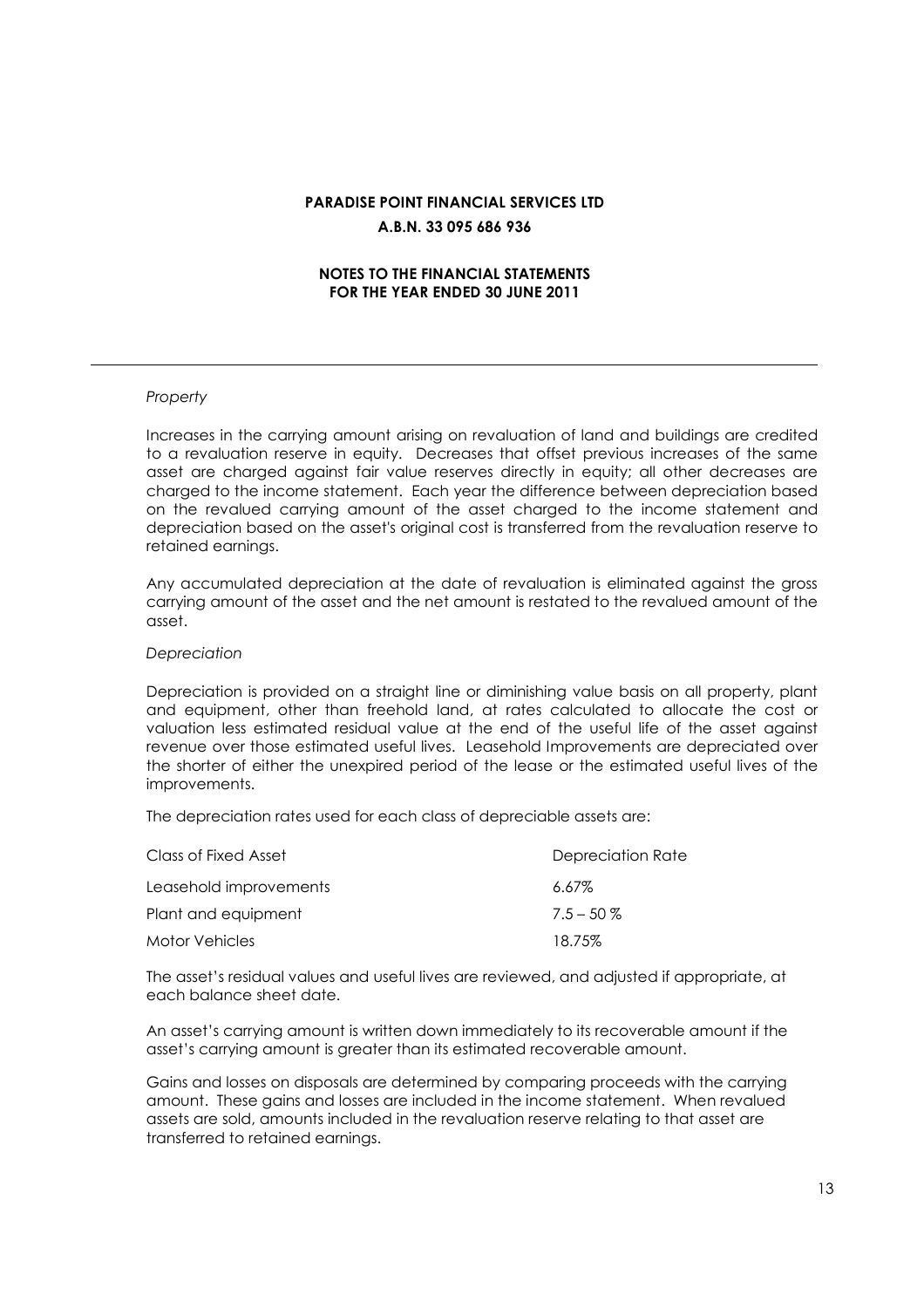**PARADISE POINT FINANCIAL SERVICES LTD**
**A.B.N. 33 095 686 936**

**NOTES TO THE FINANCIAL STATEMENTS**
**FOR THE YEAR ENDED 30 JUNE 2011**

---

*Property*

Increases in the carrying amount arising on revaluation of land and buildings are credited to a revaluation reserve in equity. Decreases that offset previous increases of the same asset are charged against fair value reserves directly in equity; all other decreases are charged to the income statement. Each year the difference between depreciation based on the revalued carrying amount of the asset charged to the income statement and depreciation based on the asset's original cost is transferred from the revaluation reserve to retained earnings.

Any accumulated depreciation at the date of revaluation is eliminated against the gross carrying amount of the asset and the net amount is restated to the revalued amount of the asset.

*Depreciation*

Depreciation is provided on a straight line or diminishing value basis on all property, plant and equipment, other than freehold land, at rates calculated to allocate the cost or valuation less estimated residual value at the end of the useful life of the asset against revenue over those estimated useful lives. Leasehold Improvements are depreciated over the shorter of either the unexpired period of the lease or the estimated useful lives of the improvements.

The depreciation rates used for each class of depreciable assets are:

| Class of Fixed Asset | Depreciation Rate |
|---|---|
| Leasehold improvements | 6.67% |
| Plant and equipment | 7.5 – 50 % |
| Motor Vehicles | 18.75% |

The asset's residual values and useful lives are reviewed, and adjusted if appropriate, at each balance sheet date.

An asset's carrying amount is written down immediately to its recoverable amount if the asset's carrying amount is greater than its estimated recoverable amount.

Gains and losses on disposals are determined by comparing proceeds with the carrying amount. These gains and losses are included in the income statement. When revalued assets are sold, amounts included in the revaluation reserve relating to that asset are transferred to retained earnings.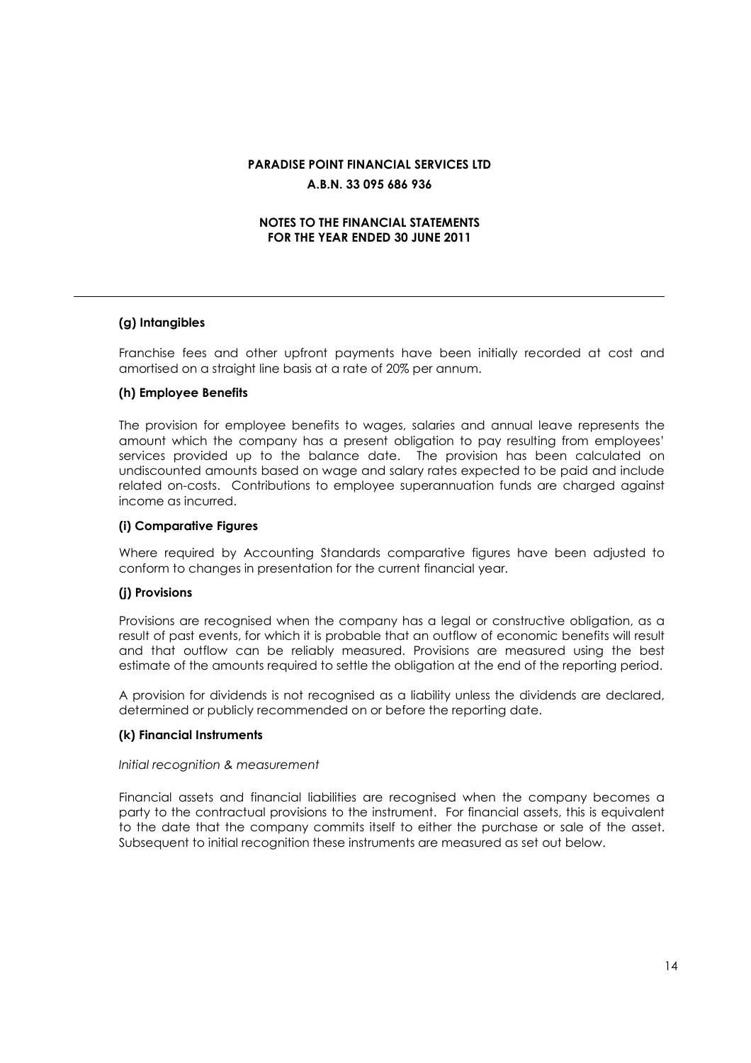**PARADISE POINT FINANCIAL SERVICES LTD**

**A.B.N. 33 095 686 936**

**NOTES TO THE FINANCIAL STATEMENTS**
**FOR THE YEAR ENDED 30 JUNE 2011**

**(g) Intangibles**

Franchise fees and other upfront payments have been initially recorded at cost and amortised on a straight line basis at a rate of 20% per annum.

**(h) Employee Benefits**

The provision for employee benefits to wages, salaries and annual leave represents the amount which the company has a present obligation to pay resulting from employees' services provided up to the balance date. The provision has been calculated on undiscounted amounts based on wage and salary rates expected to be paid and include related on-costs. Contributions to employee superannuation funds are charged against income as incurred.

**(i) Comparative Figures**

Where required by Accounting Standards comparative figures have been adjusted to conform to changes in presentation for the current financial year.

**(j) Provisions**

Provisions are recognised when the company has a legal or constructive obligation, as a result of past events, for which it is probable that an outflow of economic benefits will result and that outflow can be reliably measured. Provisions are measured using the best estimate of the amounts required to settle the obligation at the end of the reporting period.

A provision for dividends is not recognised as a liability unless the dividends are declared, determined or publicly recommended on or before the reporting date.

**(k) Financial Instruments**

*Initial recognition & measurement*

Financial assets and financial liabilities are recognised when the company becomes a party to the contractual provisions to the instrument. For financial assets, this is equivalent to the date that the company commits itself to either the purchase or sale of the asset. Subsequent to initial recognition these instruments are measured as set out below.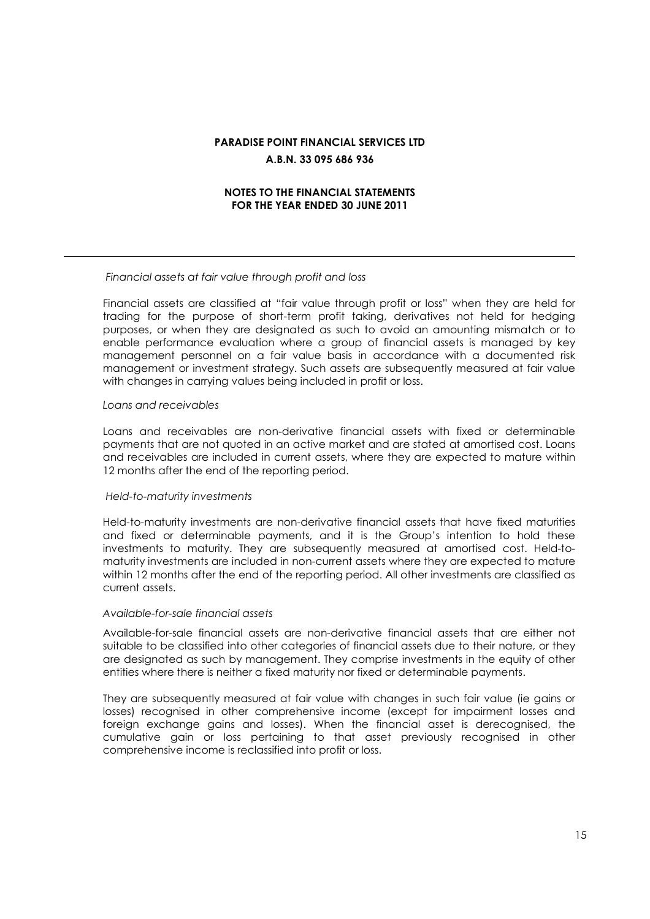*Financial assets at fair value through profit and loss*

Financial assets are classified at "fair value through profit or loss" when they are held for trading for the purpose of short-term profit taking, derivatives not held for hedging purposes, or when they are designated as such to avoid an amounting mismatch or to enable performance evaluation where a group of financial assets is managed by key management personnel on a fair value basis in accordance with a documented risk management or investment strategy. Such assets are subsequently measured at fair value with changes in carrying values being included in profit or loss.

*Loans and receivables*

Loans and receivables are non-derivative financial assets with fixed or determinable payments that are not quoted in an active market and are stated at amortised cost. Loans and receivables are included in current assets, where they are expected to mature within 12 months after the end of the reporting period.

*Held-to-maturity investments*

Held-to-maturity investments are non-derivative financial assets that have fixed maturities and fixed or determinable payments, and it is the Group's intention to hold these investments to maturity. They are subsequently measured at amortised cost. Held-to-maturity investments are included in non-current assets where they are expected to mature within 12 months after the end of the reporting period. All other investments are classified as current assets.

*Available-for-sale financial assets*

Available-for-sale financial assets are non-derivative financial assets that are either not suitable to be classified into other categories of financial assets due to their nature, or they are designated as such by management. They comprise investments in the equity of other entities where there is neither a fixed maturity nor fixed or determinable payments.

They are subsequently measured at fair value with changes in such fair value (ie gains or losses) recognised in other comprehensive income (except for impairment losses and foreign exchange gains and losses). When the financial asset is derecognised, the cumulative gain or loss pertaining to that asset previously recognised in other comprehensive income is reclassified into profit or loss.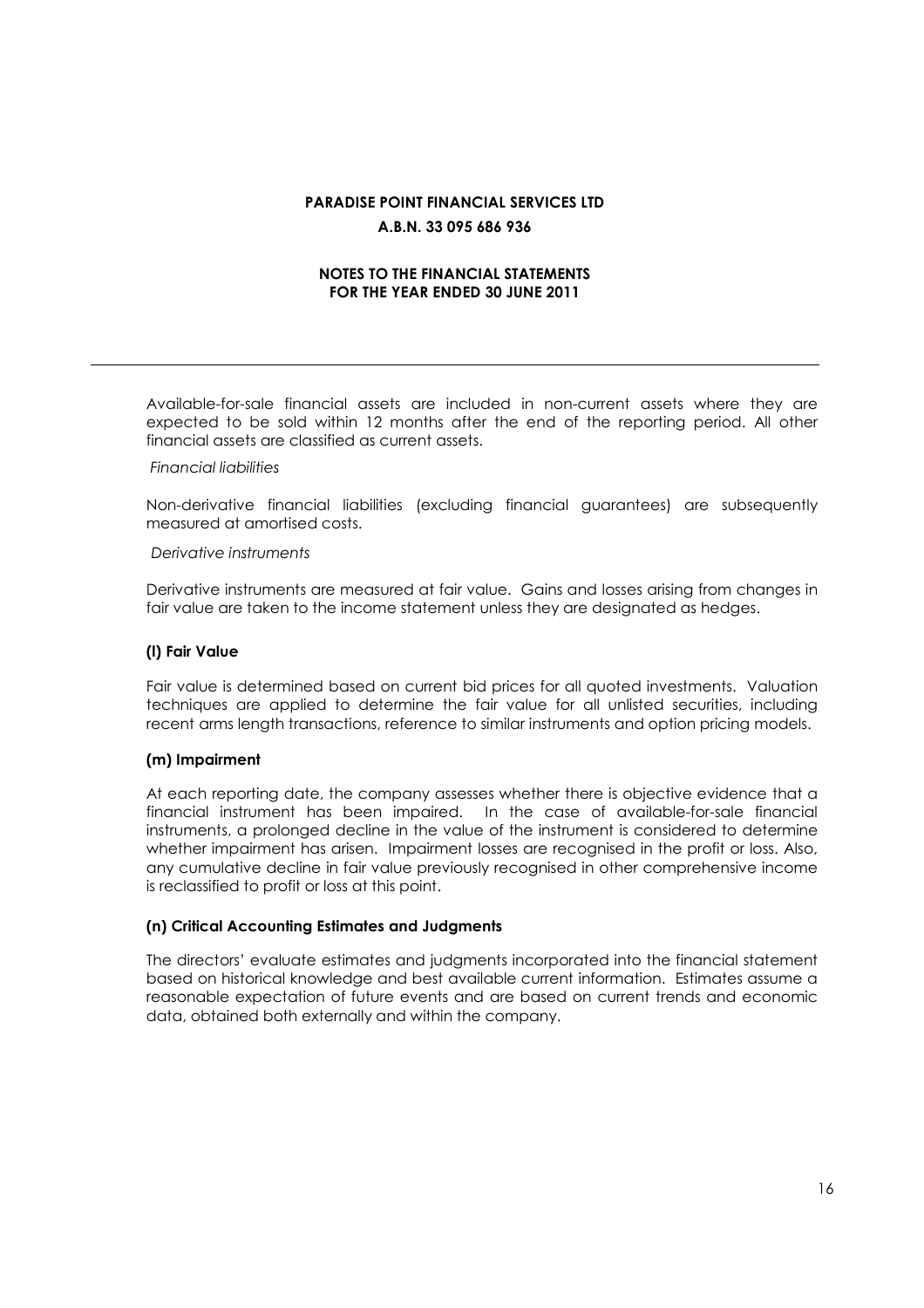Available-for-sale financial assets are included in non-current assets where they are expected to be sold within 12 months after the end of the reporting period. All other financial assets are classified as current assets.

*Financial liabilities*

Non-derivative financial liabilities (excluding financial guarantees) are subsequently measured at amortised costs.

*Derivative instruments*

Derivative instruments are measured at fair value. Gains and losses arising from changes in fair value are taken to the income statement unless they are designated as hedges.

**(l) Fair Value**

Fair value is determined based on current bid prices for all quoted investments. Valuation techniques are applied to determine the fair value for all unlisted securities, including recent arms length transactions, reference to similar instruments and option pricing models.

**(m) Impairment**

At each reporting date, the company assesses whether there is objective evidence that a financial instrument has been impaired. In the case of available-for-sale financial instruments, a prolonged decline in the value of the instrument is considered to determine whether impairment has arisen. Impairment losses are recognised in the profit or loss. Also, any cumulative decline in fair value previously recognised in other comprehensive income is reclassified to profit or loss at this point.

**(n) Critical Accounting Estimates and Judgments**

The directors' evaluate estimates and judgments incorporated into the financial statement based on historical knowledge and best available current information. Estimates assume a reasonable expectation of future events and are based on current trends and economic data, obtained both externally and within the company.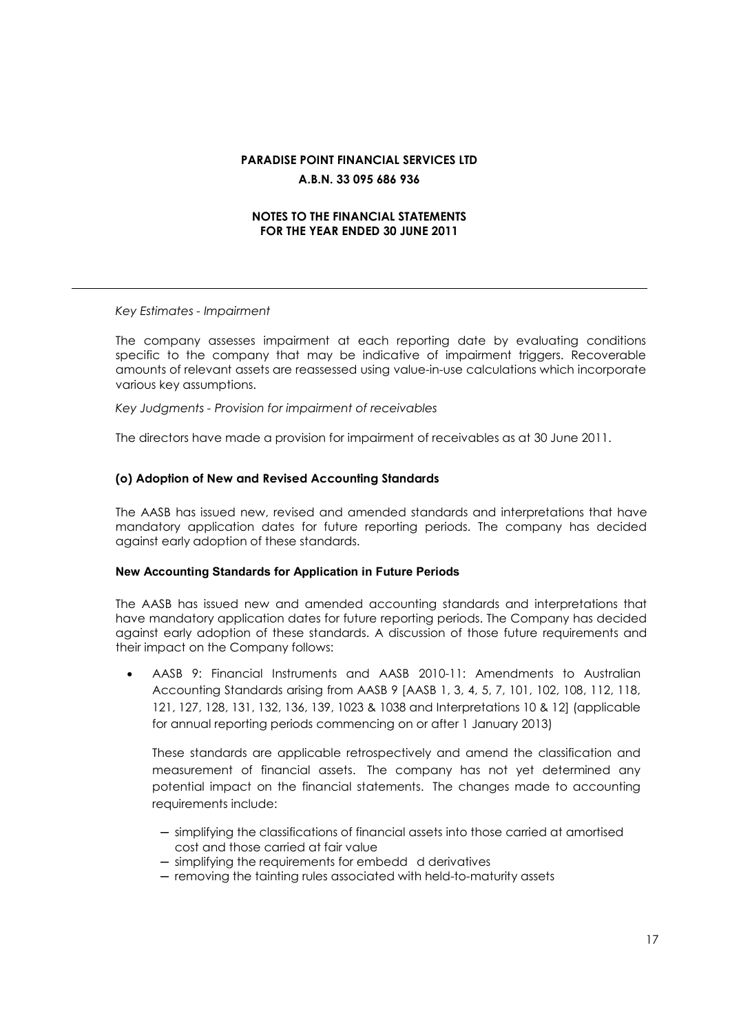*Key Estimates - Impairment*

The company assesses impairment at each reporting date by evaluating conditions specific to the company that may be indicative of impairment triggers. Recoverable amounts of relevant assets are reassessed using value-in-use calculations which incorporate various key assumptions.

*Key Judgments - Provision for impairment of receivables*

The directors have made a provision for impairment of receivables as at 30 June 2011.

### (o) Adoption of New and Revised Accounting Standards

The AASB has issued new, revised and amended standards and interpretations that have mandatory application dates for future reporting periods. The company has decided against early adoption of these standards.

#### New Accounting Standards for Application in Future Periods

The AASB has issued new and amended accounting standards and interpretations that have mandatory application dates for future reporting periods. The Company has decided against early adoption of these standards. A discussion of those future requirements and their impact on the Company follows:

- AASB 9: Financial Instruments and AASB 2010-11: Amendments to Australian Accounting Standards arising from AASB 9 [AASB 1, 3, 4, 5, 7, 101, 102, 108, 112, 118, 121, 127, 128, 131, 132, 136, 139, 1023 & 1038 and Interpretations 10 & 12] (applicable for annual reporting periods commencing on or after 1 January 2013)

  These standards are applicable retrospectively and amend the classification and measurement of financial assets. The company has not yet determined any potential impact on the financial statements. The changes made to accounting requirements include:

  - simplifying the classifications of financial assets into those carried at amortised cost and those carried at fair value
  - simplifying the requirements for embedd d derivatives
  - removing the tainting rules associated with held-to-maturity assets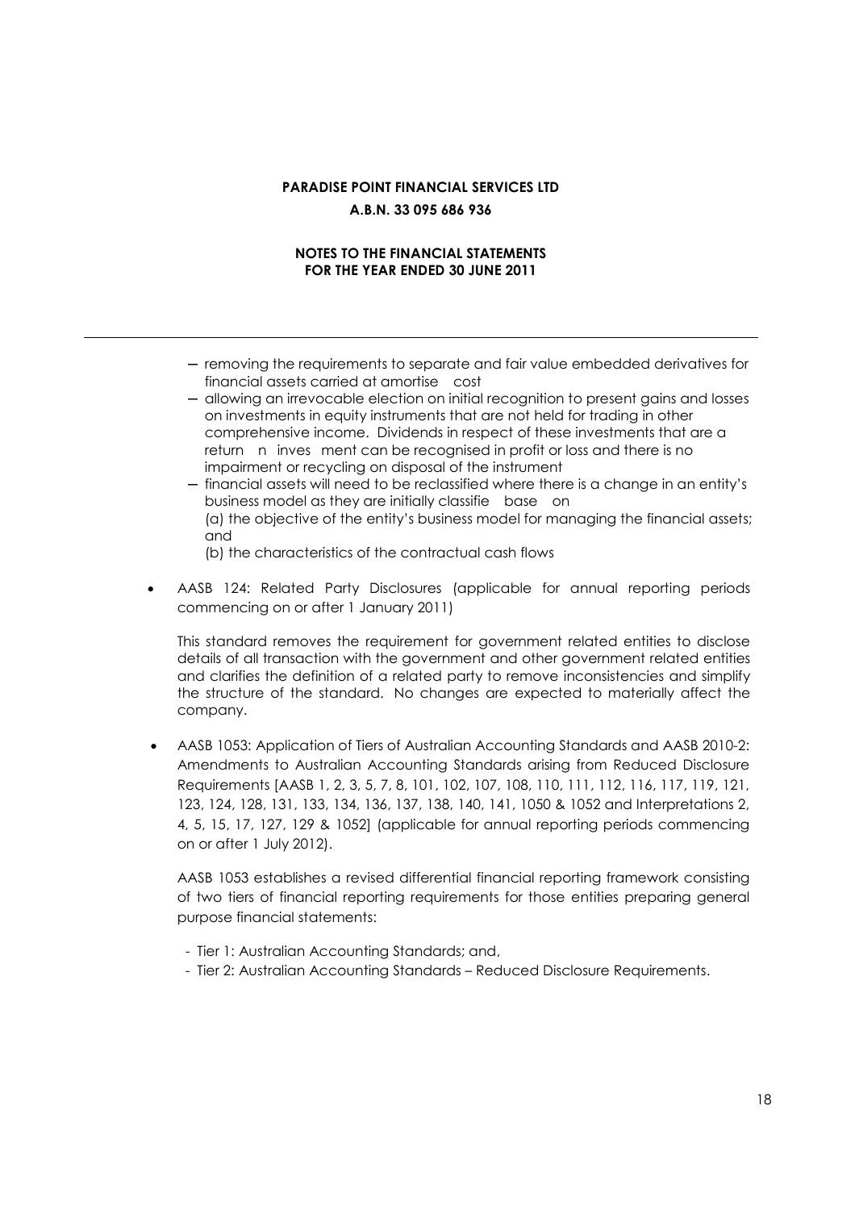- removing the requirements to separate and fair value embedded derivatives for financial assets carried at amortise cost
- allowing an irrevocable election on initial recognition to present gains and losses on investments in equity instruments that are not held for trading in other comprehensive income. Dividends in respect of these investments that are a return n inves ment can be recognised in profit or loss and there is no impairment or recycling on disposal of the instrument
- financial assets will need to be reclassified where there is a change in an entity's business model as they are initially classifie base on
  (a) the objective of the entity's business model for managing the financial assets; and
  (b) the characteristics of the contractual cash flows

- AASB 124: Related Party Disclosures (applicable for annual reporting periods commencing on or after 1 January 2011)

  This standard removes the requirement for government related entities to disclose details of all transaction with the government and other government related entities and clarifies the definition of a related party to remove inconsistencies and simplify the structure of the standard. No changes are expected to materially affect the company.

- AASB 1053: Application of Tiers of Australian Accounting Standards and AASB 2010-2: Amendments to Australian Accounting Standards arising from Reduced Disclosure Requirements [AASB 1, 2, 3, 5, 7, 8, 101, 102, 107, 108, 110, 111, 112, 116, 117, 119, 121, 123, 124, 128, 131, 133, 134, 136, 137, 138, 140, 141, 1050 & 1052 and Interpretations 2, 4, 5, 15, 17, 127, 129 & 1052] (applicable for annual reporting periods commencing on or after 1 July 2012).

  AASB 1053 establishes a revised differential financial reporting framework consisting of two tiers of financial reporting requirements for those entities preparing general purpose financial statements:

  - Tier 1: Australian Accounting Standards; and,
  - Tier 2: Australian Accounting Standards – Reduced Disclosure Requirements.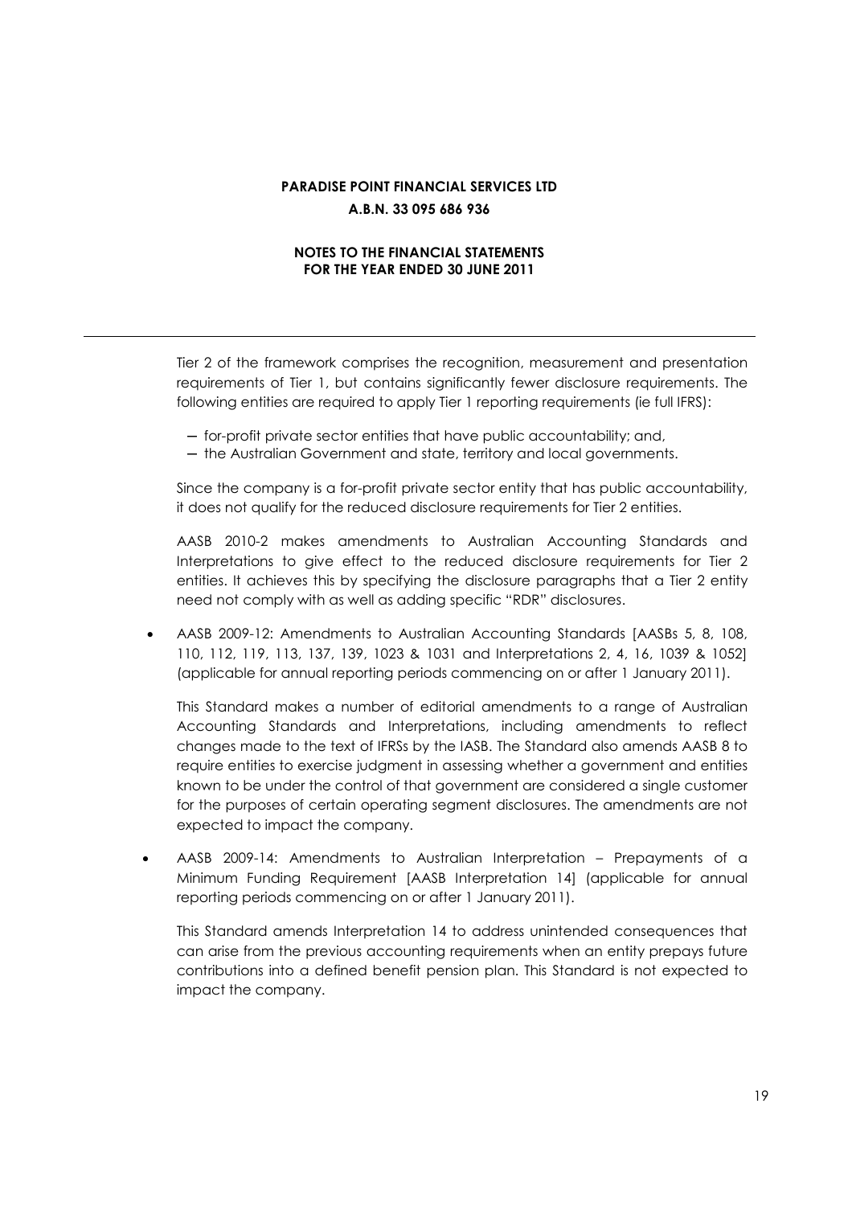**PARADISE POINT FINANCIAL SERVICES LTD**
**A.B.N. 33 095 686 936**

**NOTES TO THE FINANCIAL STATEMENTS**
**FOR THE YEAR ENDED 30 JUNE 2011**

Tier 2 of the framework comprises the recognition, measurement and presentation requirements of Tier 1, but contains significantly fewer disclosure requirements. The following entities are required to apply Tier 1 reporting requirements (ie full IFRS):

- for-profit private sector entities that have public accountability; and,
- the Australian Government and state, territory and local governments.

Since the company is a for-profit private sector entity that has public accountability, it does not qualify for the reduced disclosure requirements for Tier 2 entities.

AASB 2010-2 makes amendments to Australian Accounting Standards and Interpretations to give effect to the reduced disclosure requirements for Tier 2 entities. It achieves this by specifying the disclosure paragraphs that a Tier 2 entity need not comply with as well as adding specific "RDR" disclosures.

- AASB 2009-12: Amendments to Australian Accounting Standards [AASBs 5, 8, 108, 110, 112, 119, 113, 137, 139, 1023 & 1031 and Interpretations 2, 4, 16, 1039 & 1052] (applicable for annual reporting periods commencing on or after 1 January 2011).

  This Standard makes a number of editorial amendments to a range of Australian Accounting Standards and Interpretations, including amendments to reflect changes made to the text of IFRSs by the IASB. The Standard also amends AASB 8 to require entities to exercise judgment in assessing whether a government and entities known to be under the control of that government are considered a single customer for the purposes of certain operating segment disclosures. The amendments are not expected to impact the company.

- AASB 2009-14: Amendments to Australian Interpretation – Prepayments of a Minimum Funding Requirement [AASB Interpretation 14] (applicable for annual reporting periods commencing on or after 1 January 2011).

  This Standard amends Interpretation 14 to address unintended consequences that can arise from the previous accounting requirements when an entity prepays future contributions into a defined benefit pension plan. This Standard is not expected to impact the company.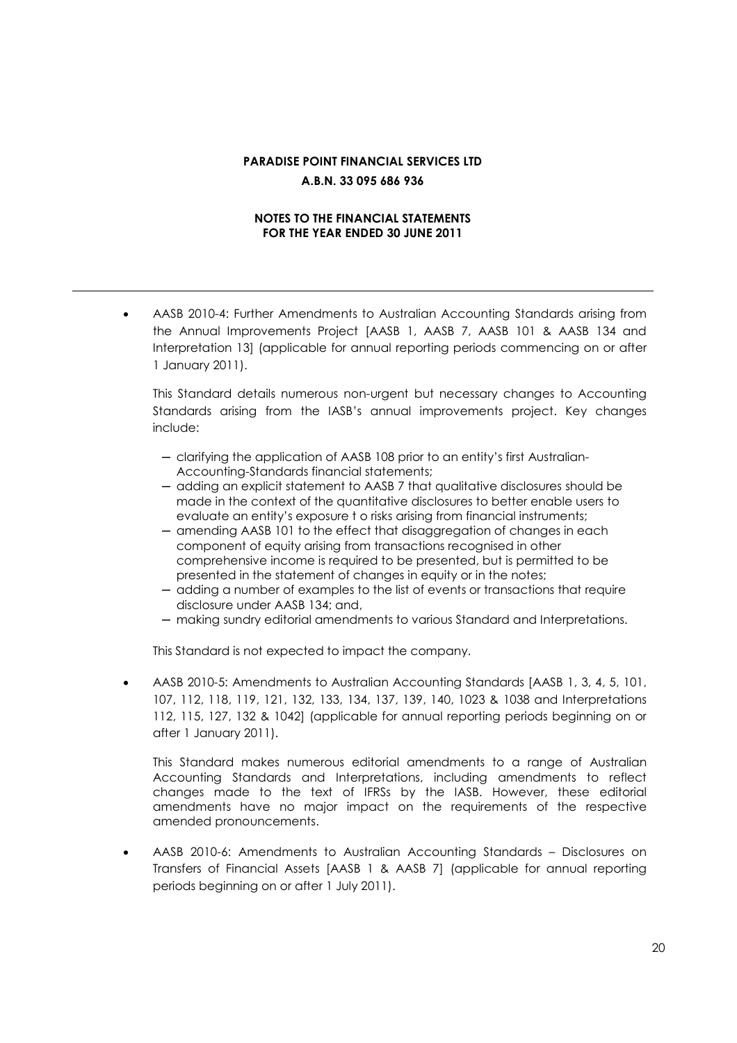- AASB 2010-4: Further Amendments to Australian Accounting Standards arising from the Annual Improvements Project [AASB 1, AASB 7, AASB 101 & AASB 134 and Interpretation 13] (applicable for annual reporting periods commencing on or after 1 January 2011).

  This Standard details numerous non-urgent but necessary changes to Accounting Standards arising from the IASB's annual improvements project. Key changes include:

  - clarifying the application of AASB 108 prior to an entity's first Australian-Accounting-Standards financial statements;
  - adding an explicit statement to AASB 7 that qualitative disclosures should be made in the context of the quantitative disclosures to better enable users to evaluate an entity's exposure t o risks arising from financial instruments;
  - amending AASB 101 to the effect that disaggregation of changes in each component of equity arising from transactions recognised in other comprehensive income is required to be presented, but is permitted to be presented in the statement of changes in equity or in the notes;
  - adding a number of examples to the list of events or transactions that require disclosure under AASB 134; and,
  - making sundry editorial amendments to various Standard and Interpretations.

  This Standard is not expected to impact the company.

- AASB 2010-5: Amendments to Australian Accounting Standards [AASB 1, 3, 4, 5, 101, 107, 112, 118, 119, 121, 132, 133, 134, 137, 139, 140, 1023 & 1038 and Interpretations 112, 115, 127, 132 & 1042] (applicable for annual reporting periods beginning on or after 1 January 2011).

  This Standard makes numerous editorial amendments to a range of Australian Accounting Standards and Interpretations, including amendments to reflect changes made to the text of IFRSs by the IASB. However, these editorial amendments have no major impact on the requirements of the respective amended pronouncements.

- AASB 2010-6: Amendments to Australian Accounting Standards – Disclosures on Transfers of Financial Assets [AASB 1 & AASB 7] (applicable for annual reporting periods beginning on or after 1 July 2011).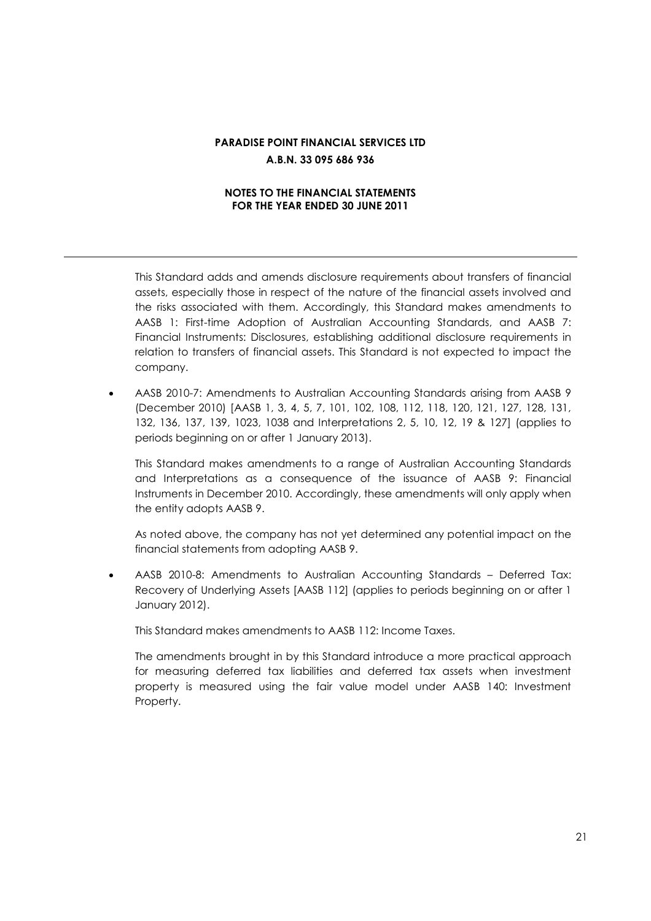This Standard adds and amends disclosure requirements about transfers of financial assets, especially those in respect of the nature of the financial assets involved and the risks associated with them. Accordingly, this Standard makes amendments to AASB 1: First-time Adoption of Australian Accounting Standards, and AASB 7: Financial Instruments: Disclosures, establishing additional disclosure requirements in relation to transfers of financial assets. This Standard is not expected to impact the company.

- AASB 2010-7: Amendments to Australian Accounting Standards arising from AASB 9 (December 2010) [AASB 1, 3, 4, 5, 7, 101, 102, 108, 112, 118, 120, 121, 127, 128, 131, 132, 136, 137, 139, 1023, 1038 and Interpretations 2, 5, 10, 12, 19 & 127] (applies to periods beginning on or after 1 January 2013).

  This Standard makes amendments to a range of Australian Accounting Standards and Interpretations as a consequence of the issuance of AASB 9: Financial Instruments in December 2010. Accordingly, these amendments will only apply when the entity adopts AASB 9.

  As noted above, the company has not yet determined any potential impact on the financial statements from adopting AASB 9.

- AASB 2010-8: Amendments to Australian Accounting Standards – Deferred Tax: Recovery of Underlying Assets [AASB 112] (applies to periods beginning on or after 1 January 2012).

  This Standard makes amendments to AASB 112: Income Taxes.

  The amendments brought in by this Standard introduce a more practical approach for measuring deferred tax liabilities and deferred tax assets when investment property is measured using the fair value model under AASB 140: Investment Property.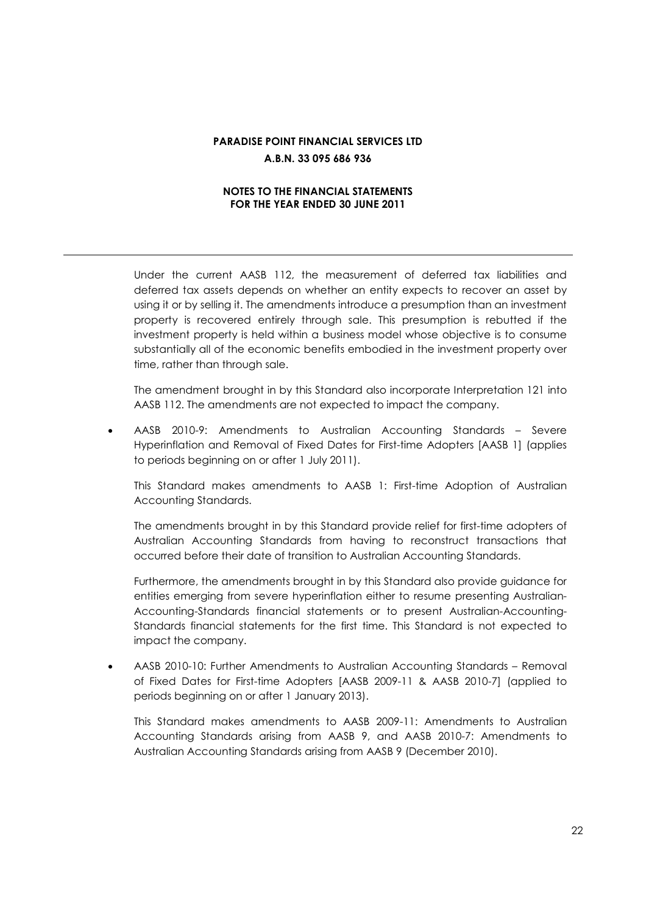Under the current AASB 112, the measurement of deferred tax liabilities and deferred tax assets depends on whether an entity expects to recover an asset by using it or by selling it. The amendments introduce a presumption than an investment property is recovered entirely through sale. This presumption is rebutted if the investment property is held within a business model whose objective is to consume substantially all of the economic benefits embodied in the investment property over time, rather than through sale.

The amendment brought in by this Standard also incorporate Interpretation 121 into AASB 112. The amendments are not expected to impact the company.

- AASB 2010-9: Amendments to Australian Accounting Standards – Severe Hyperinflation and Removal of Fixed Dates for First-time Adopters [AASB 1] (applies to periods beginning on or after 1 July 2011).

  This Standard makes amendments to AASB 1: First-time Adoption of Australian Accounting Standards.

  The amendments brought in by this Standard provide relief for first-time adopters of Australian Accounting Standards from having to reconstruct transactions that occurred before their date of transition to Australian Accounting Standards.

  Furthermore, the amendments brought in by this Standard also provide guidance for entities emerging from severe hyperinflation either to resume presenting Australian-Accounting-Standards financial statements or to present Australian-Accounting-Standards financial statements for the first time. This Standard is not expected to impact the company.

- AASB 2010-10: Further Amendments to Australian Accounting Standards – Removal of Fixed Dates for First-time Adopters [AASB 2009-11 & AASB 2010-7] (applied to periods beginning on or after 1 January 2013).

  This Standard makes amendments to AASB 2009-11: Amendments to Australian Accounting Standards arising from AASB 9, and AASB 2010-7: Amendments to Australian Accounting Standards arising from AASB 9 (December 2010).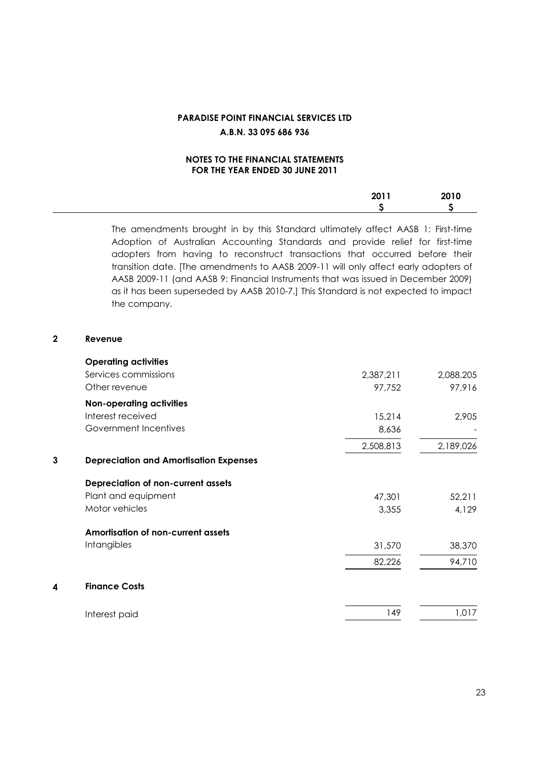**PARADISE POINT FINANCIAL SERVICES LTD**

**A.B.N. 33 095 686 936**

**NOTES TO THE FINANCIAL STATEMENTS**
**FOR THE YEAR ENDED 30 JUNE 2011**

The amendments brought in by this Standard ultimately affect AASB 1: First-time Adoption of Australian Accounting Standards and provide relief for first-time adopters from having to reconstruct transactions that occurred before their transition date. [The amendments to AASB 2009-11 will only affect early adopters of AASB 2009-11 (and AASB 9: Financial Instruments that was issued in December 2009) as it has been superseded by AASB 2010-7.] This Standard is not expected to impact the company.

| | | 2011 $ | 2010 $ |
|---|---|---|---|
| **2** | **Revenue** | | |
| | **Operating activities** | | |
| | Services commissions | 2,387,211 | 2,088,205 |
| | Other revenue | 97,752 | 97,916 |
| | **Non-operating activities** | | |
| | Interest received | 15,214 | 2,905 |
| | Government Incentives | 8,636 | - |
| | | 2,508,813 | 2,189,026 |
| **3** | **Depreciation and Amortisation Expenses** | | |
| | **Depreciation of non-current assets** | | |
| | Plant and equipment | 47,301 | 52,211 |
| | Motor vehicles | 3,355 | 4,129 |
| | **Amortisation of non-current assets** | | |
| | Intangibles | 31,570 | 38,370 |
| | | 82,226 | 94,710 |
| **4** | **Finance Costs** | | |
| | Interest paid | 149 | 1,017 |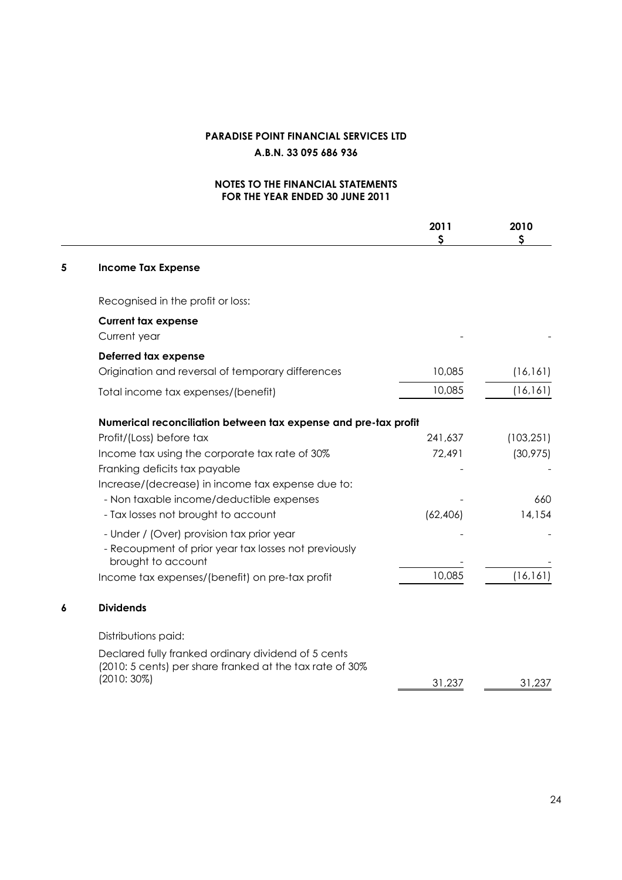**PARADISE POINT FINANCIAL SERVICES LTD**

**A.B.N. 33 095 686 936**

**NOTES TO THE FINANCIAL STATEMENTS FOR THE YEAR ENDED 30 JUNE 2011**

| | | 2011 $ | 2010 $ |
|---|---|---|---|
| **5** | **Income Tax Expense** | | |
| | Recognised in the profit or loss: | | |
| | **Current tax expense** | | |
| | Current year | - | - |
| | **Deferred tax expense** | | |
| | Origination and reversal of temporary differences | 10,085 | (16,161) |
| | Total income tax expenses/(benefit) | 10,085 | (16,161) |
| | **Numerical reconciliation between tax expense and pre-tax profit** | | |
| | Profit/(Loss) before tax | 241,637 | (103,251) |
| | Income tax using the corporate tax rate of 30% | 72,491 | (30,975) |
| | Franking deficits tax payable | - | - |
| | Increase/(decrease) in income tax expense due to: | | |
| | - Non taxable income/deductible expenses | - | 660 |
| | - Tax losses not brought to account | (62,406) | 14,154 |
| | - Under / (Over) provision tax prior year | - | - |
| | - Recoupment of prior year tax losses not previously brought to account | - | - |
| | Income tax expenses/(benefit) on pre-tax profit | 10,085 | (16,161) |
| **6** | **Dividends** | | |
| | Distributions paid: | | |
| | Declared fully franked ordinary dividend of 5 cents (2010: 5 cents) per share franked at the tax rate of 30% (2010: 30%) | 31,237 | 31,237 |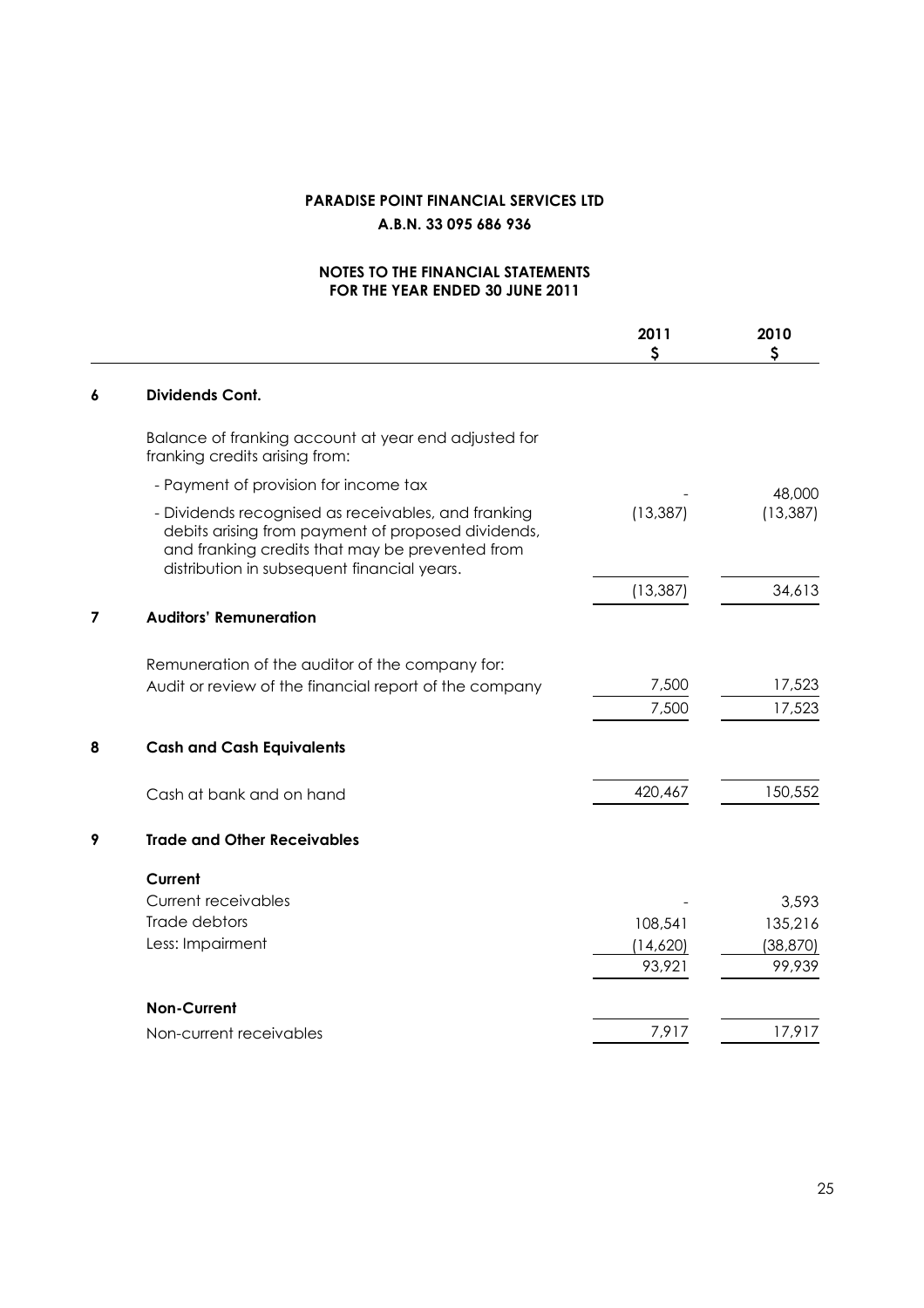**PARADISE POINT FINANCIAL SERVICES LTD**
**A.B.N. 33 095 686 936**

**NOTES TO THE FINANCIAL STATEMENTS**
**FOR THE YEAR ENDED 30 JUNE 2011**

| | | 2011 $ | 2010 $ |
|---|---|---|---|
| **6** | **Dividends Cont.** | | |
| | Balance of franking account at year end adjusted for franking credits arising from: | | |
| | - Payment of provision for income tax | - | 48,000 |
| | - Dividends recognised as receivables, and franking debits arising from payment of proposed dividends, and franking credits that may be prevented from distribution in subsequent financial years. | (13,387) | (13,387) |
| | | (13,387) | 34,613 |
| **7** | **Auditors' Remuneration** | | |
| | Remuneration of the auditor of the company for: | | |
| | Audit or review of the financial report of the company | 7,500 | 17,523 |
| | | 7,500 | 17,523 |
| **8** | **Cash and Cash Equivalents** | | |
| | Cash at bank and on hand | 420,467 | 150,552 |
| **9** | **Trade and Other Receivables** | | |
| | **Current** | | |
| | Current receivables | - | 3,593 |
| | Trade debtors | 108,541 | 135,216 |
| | Less: Impairment | (14,620) | (38,870) |
| | | 93,921 | 99,939 |
| | **Non-Current** | | |
| | Non-current receivables | 7,917 | 17,917 |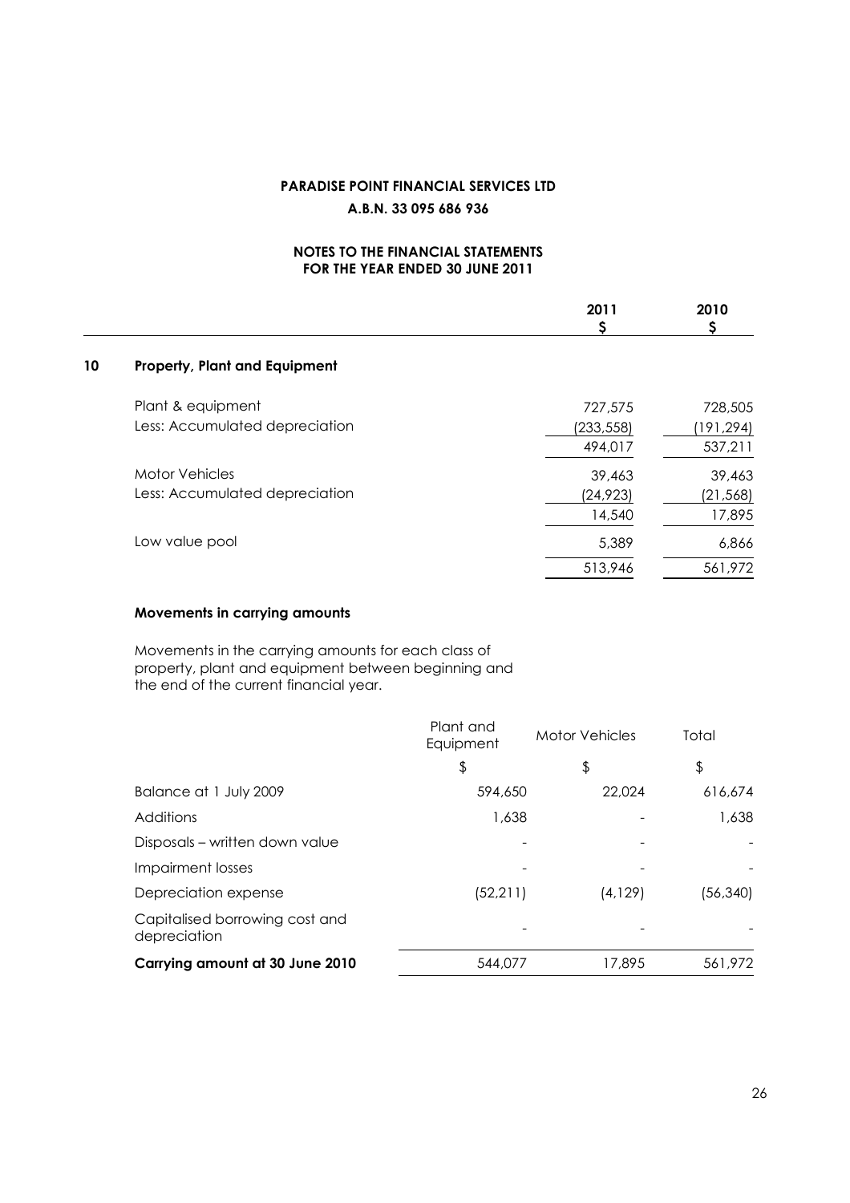**PARADISE POINT FINANCIAL SERVICES LTD**

**A.B.N. 33 095 686 936**

**NOTES TO THE FINANCIAL STATEMENTS**
**FOR THE YEAR ENDED 30 JUNE 2011**

| | 2011 $ | 2010 $ |
|---|---|---|
| **10 Property, Plant and Equipment** | | |
| Plant & equipment | 727,575 | 728,505 |
| Less: Accumulated depreciation | (233,558) | (191,294) |
| | 494,017 | 537,211 |
| Motor Vehicles | 39,463 | 39,463 |
| Less: Accumulated depreciation | (24,923) | (21,568) |
| | 14,540 | 17,895 |
| Low value pool | 5,389 | 6,866 |
| | 513,946 | 561,972 |

**Movements in carrying amounts**

Movements in the carrying amounts for each class of property, plant and equipment between beginning and the end of the current financial year.

| | Plant and Equipment | Motor Vehicles | Total |
|---|---|---|---|
| | $ | $ | $ |
| Balance at 1 July 2009 | 594,650 | 22,024 | 616,674 |
| Additions | 1,638 | - | 1,638 |
| Disposals – written down value | - | - | - |
| Impairment losses | - | - | - |
| Depreciation expense | (52,211) | (4,129) | (56,340) |
| Capitalised borrowing cost and depreciation | - | - | - |
| **Carrying amount at 30 June 2010** | 544,077 | 17,895 | 561,972 |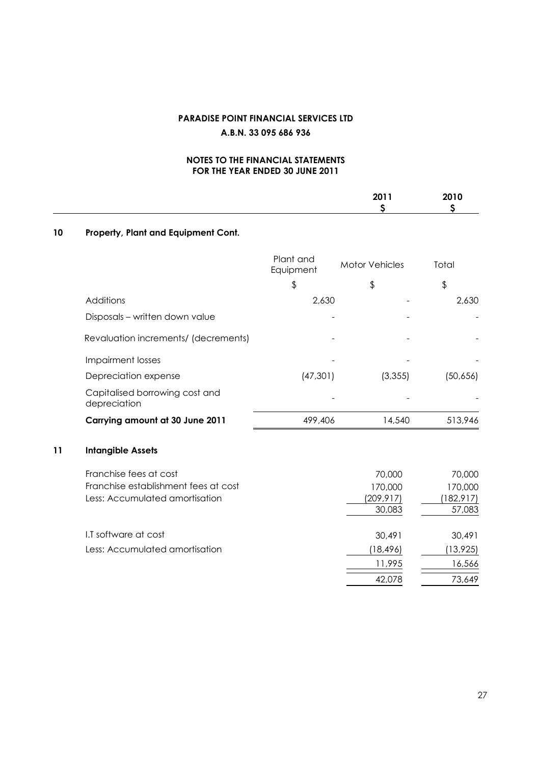**PARADISE POINT FINANCIAL SERVICES LTD**

**A.B.N. 33 095 686 936**

**NOTES TO THE FINANCIAL STATEMENTS**
**FOR THE YEAR ENDED 30 JUNE 2011**

| | 2011 | 2010 |
|---|---|---|
| | $ | $ |

## 10 Property, Plant and Equipment Cont.

| | Plant and Equipment | Motor Vehicles | Total |
|---|---|---|---|
| | $ | $ | $ |
| Additions | 2,630 | - | 2,630 |
| Disposals – written down value | - | - | - |
| Revaluation increments/ (decrements) | - | - | - |
| Impairment losses | - | - | - |
| Depreciation expense | (47,301) | (3,355) | (50,656) |
| Capitalised borrowing cost and depreciation | - | - | - |
| **Carrying amount at 30 June 2011** | 499,406 | 14,540 | 513,946 |

## 11 Intangible Assets

| | 2011 | 2010 |
|---|---|---|
| Franchise fees at cost | 70,000 | 70,000 |
| Franchise establishment fees at cost | 170,000 | 170,000 |
| Less: Accumulated amortisation | (209,917) | (182,917) |
| | 30,083 | 57,083 |
| I.T software at cost | 30,491 | 30,491 |
| Less: Accumulated amortisation | (18,496) | (13,925) |
| | 11,995 | 16,566 |
| | 42,078 | 73,649 |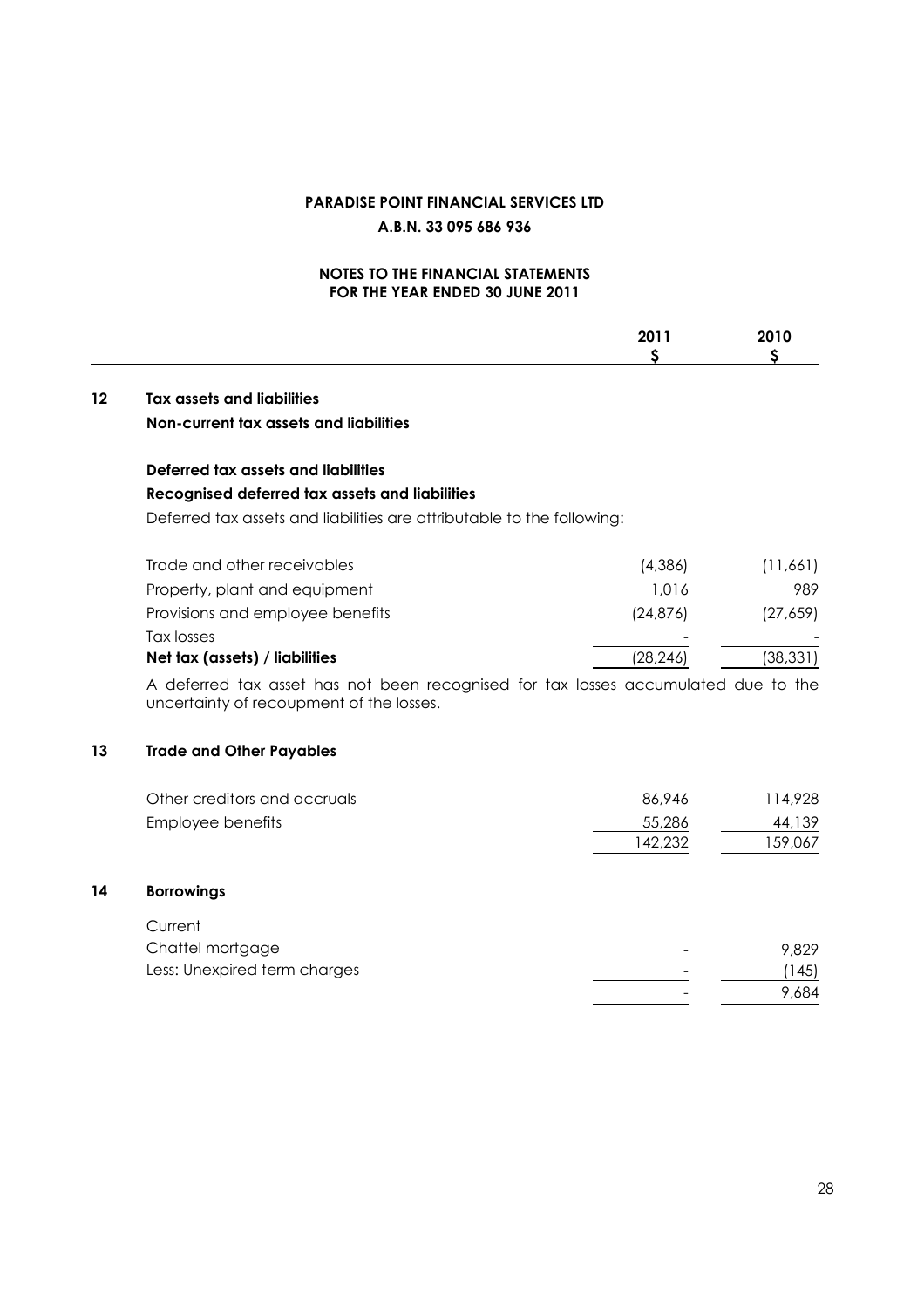**PARADISE POINT FINANCIAL SERVICES LTD**

**A.B.N. 33 095 686 936**

**NOTES TO THE FINANCIAL STATEMENTS**
**FOR THE YEAR ENDED 30 JUNE 2011**

| | 2011 $ | 2010 $ |
|---|---|---|

## 12 Tax assets and liabilities

**Non-current tax assets and liabilities**

**Deferred tax assets and liabilities**

**Recognised deferred tax assets and liabilities**

Deferred tax assets and liabilities are attributable to the following:

| | 2011 $ | 2010 $ |
|---|---|---|
| Trade and other receivables | (4,386) | (11,661) |
| Property, plant and equipment | 1,016 | 989 |
| Provisions and employee benefits | (24,876) | (27,659) |
| Tax losses | - | - |
| **Net tax (assets) / liabilities** | (28,246) | (38,331) |

A deferred tax asset has not been recognised for tax losses accumulated due to the uncertainty of recoupment of the losses.

## 13 Trade and Other Payables

| | 2011 $ | 2010 $ |
|---|---|---|
| Other creditors and accruals | 86,946 | 114,928 |
| Employee benefits | 55,286 | 44,139 |
| | 142,232 | 159,067 |

## 14 Borrowings

| | 2011 $ | 2010 $ |
|---|---|---|
| Current | | |
| Chattel mortgage | - | 9,829 |
| Less: Unexpired term charges | - | (145) |
| | - | 9,684 |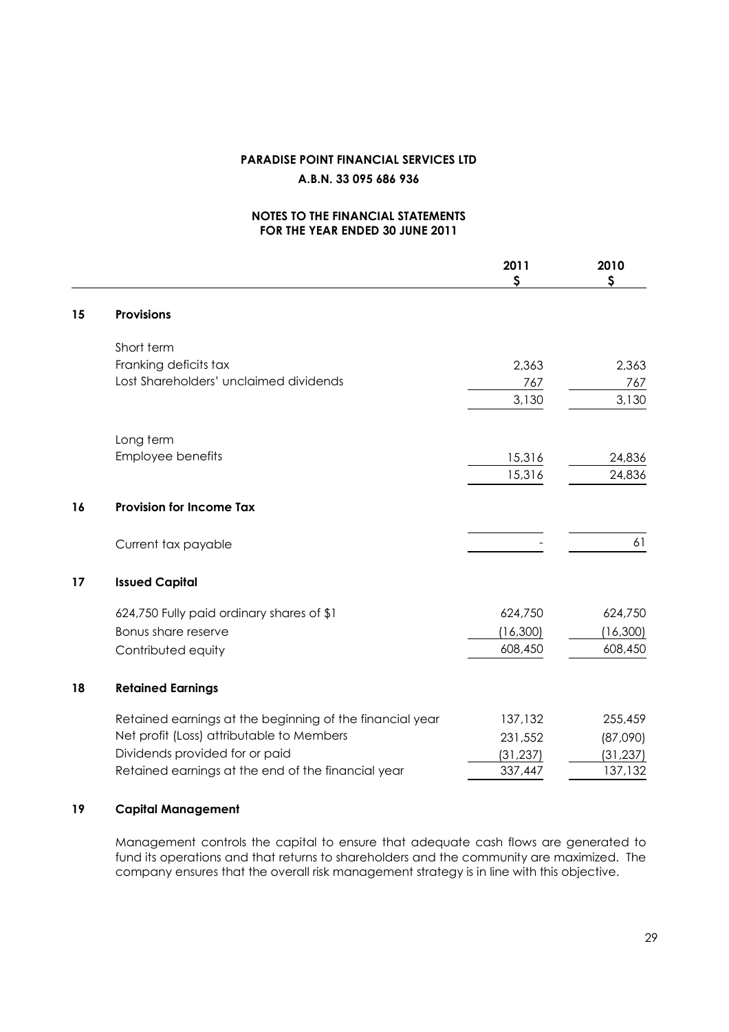**PARADISE POINT FINANCIAL SERVICES LTD**

**A.B.N. 33 095 686 936**

**NOTES TO THE FINANCIAL STATEMENTS**
**FOR THE YEAR ENDED 30 JUNE 2011**

| | | 2011 $ | 2010 $ |
|---|---|---|---|
| **15** | **Provisions** | | |
| | Short term | | |
| | Franking deficits tax | 2,363 | 2,363 |
| | Lost Shareholders' unclaimed dividends | 767 | 767 |
| | | 3,130 | 3,130 |
| | Long term | | |
| | Employee benefits | 15,316 | 24,836 |
| | | 15,316 | 24,836 |
| **16** | **Provision for Income Tax** | | |
| | Current tax payable | - | 61 |
| **17** | **Issued Capital** | | |
| | 624,750 Fully paid ordinary shares of $1 | 624,750 | 624,750 |
| | Bonus share reserve | (16,300) | (16,300) |
| | Contributed equity | 608,450 | 608,450 |
| **18** | **Retained Earnings** | | |
| | Retained earnings at the beginning of the financial year | 137,132 | 255,459 |
| | Net profit (Loss) attributable to Members | 231,552 | (87,090) |
| | Dividends provided for or paid | (31,237) | (31,237) |
| | Retained earnings at the end of the financial year | 337,447 | 137,132 |

**19 Capital Management**

Management controls the capital to ensure that adequate cash flows are generated to fund its operations and that returns to shareholders and the community are maximized. The company ensures that the overall risk management strategy is in line with this objective.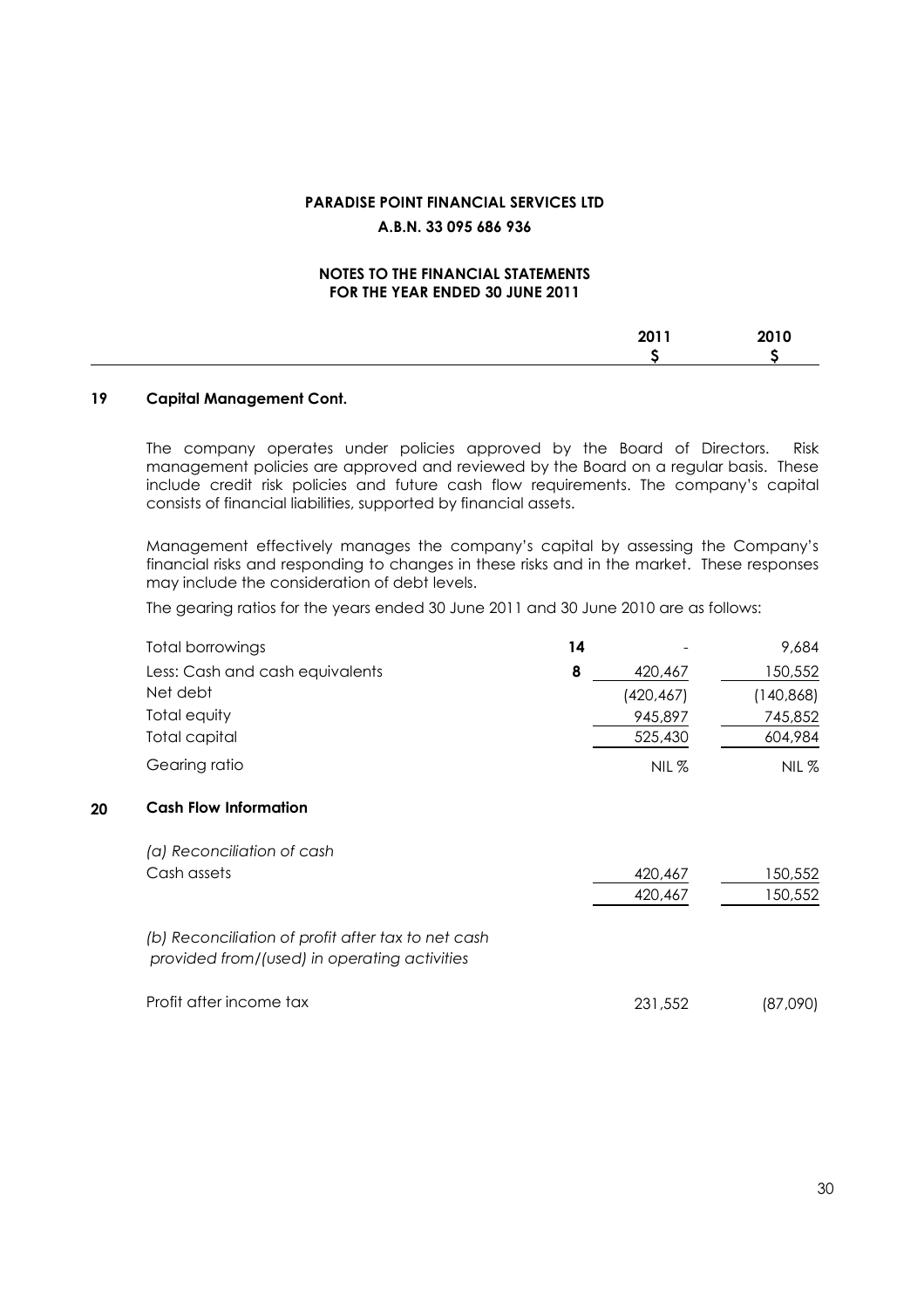**PARADISE POINT FINANCIAL SERVICES LTD**

**A.B.N. 33 095 686 936**

**NOTES TO THE FINANCIAL STATEMENTS**
**FOR THE YEAR ENDED 30 JUNE 2011**

## 19 Capital Management Cont.

The company operates under policies approved by the Board of Directors. Risk management policies are approved and reviewed by the Board on a regular basis. These include credit risk policies and future cash flow requirements. The company's capital consists of financial liabilities, supported by financial assets.

Management effectively manages the company's capital by assessing the Company's financial risks and responding to changes in these risks and in the market. These responses may include the consideration of debt levels.

The gearing ratios for the years ended 30 June 2011 and 30 June 2010 are as follows:

| | Note | 2011 $ | 2010 $ |
|---|---|---|---|
| Total borrowings | 14 | - | 9,684 |
| Less: Cash and cash equivalents | 8 | 420,467 | 150,552 |
| Net debt | | (420,467) | (140,868) |
| Total equity | | 945,897 | 745,852 |
| Total capital | | 525,430 | 604,984 |
| Gearing ratio | | NIL % | NIL % |

## 20 Cash Flow Information

| | 2011 $ | 2010 $ |
|---|---|---|
| *(a) Reconciliation of cash* | | |
| Cash assets | 420,467 | 150,552 |
| | 420,467 | 150,552 |
| *(b) Reconciliation of profit after tax to net cash provided from/(used) in operating activities* | | |
| Profit after income tax | 231,552 | (87,090) |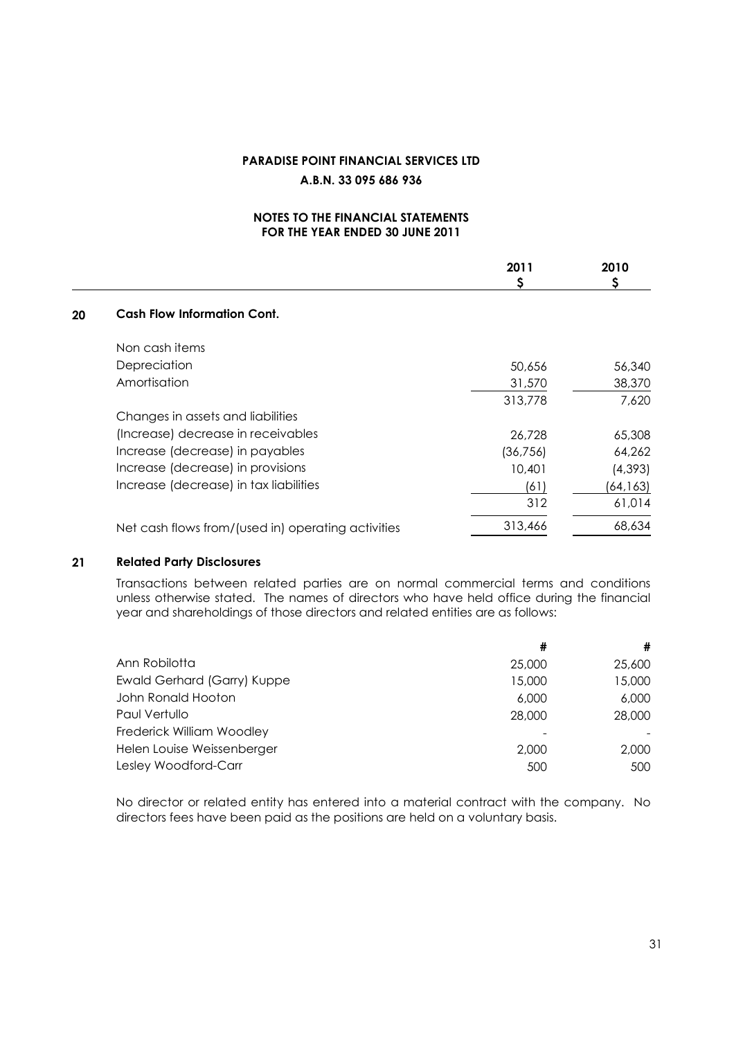**PARADISE POINT FINANCIAL SERVICES LTD**

**A.B.N. 33 095 686 936**

**NOTES TO THE FINANCIAL STATEMENTS FOR THE YEAR ENDED 30 JUNE 2011**

| | 2011 $ | 2010 $ |
|---|---|---|
| **20 Cash Flow Information Cont.** | | |
| Non cash items | | |
| Depreciation | 50,656 | 56,340 |
| Amortisation | 31,570 | 38,370 |
| | 313,778 | 7,620 |
| Changes in assets and liabilities | | |
| (Increase) decrease in receivables | 26,728 | 65,308 |
| Increase (decrease) in payables | (36,756) | 64,262 |
| Increase (decrease) in provisions | 10,401 | (4,393) |
| Increase (decrease) in tax liabilities | (61) | (64,163) |
| | 312 | 61,014 |
| Net cash flows from/(used in) operating activities | 313,466 | 68,634 |

## 21 Related Party Disclosures

Transactions between related parties are on normal commercial terms and conditions unless otherwise stated. The names of directors who have held office during the financial year and shareholdings of those directors and related entities are as follows:

| | # | # |
|---|---|---|
| Ann Robilotta | 25,000 | 25,600 |
| Ewald Gerhard (Garry) Kuppe | 15,000 | 15,000 |
| John Ronald Hooton | 6,000 | 6,000 |
| Paul Vertullo | 28,000 | 28,000 |
| Frederick William Woodley | - | - |
| Helen Louise Weissenberger | 2,000 | 2,000 |
| Lesley Woodford-Carr | 500 | 500 |

No director or related entity has entered into a material contract with the company. No directors fees have been paid as the positions are held on a voluntary basis.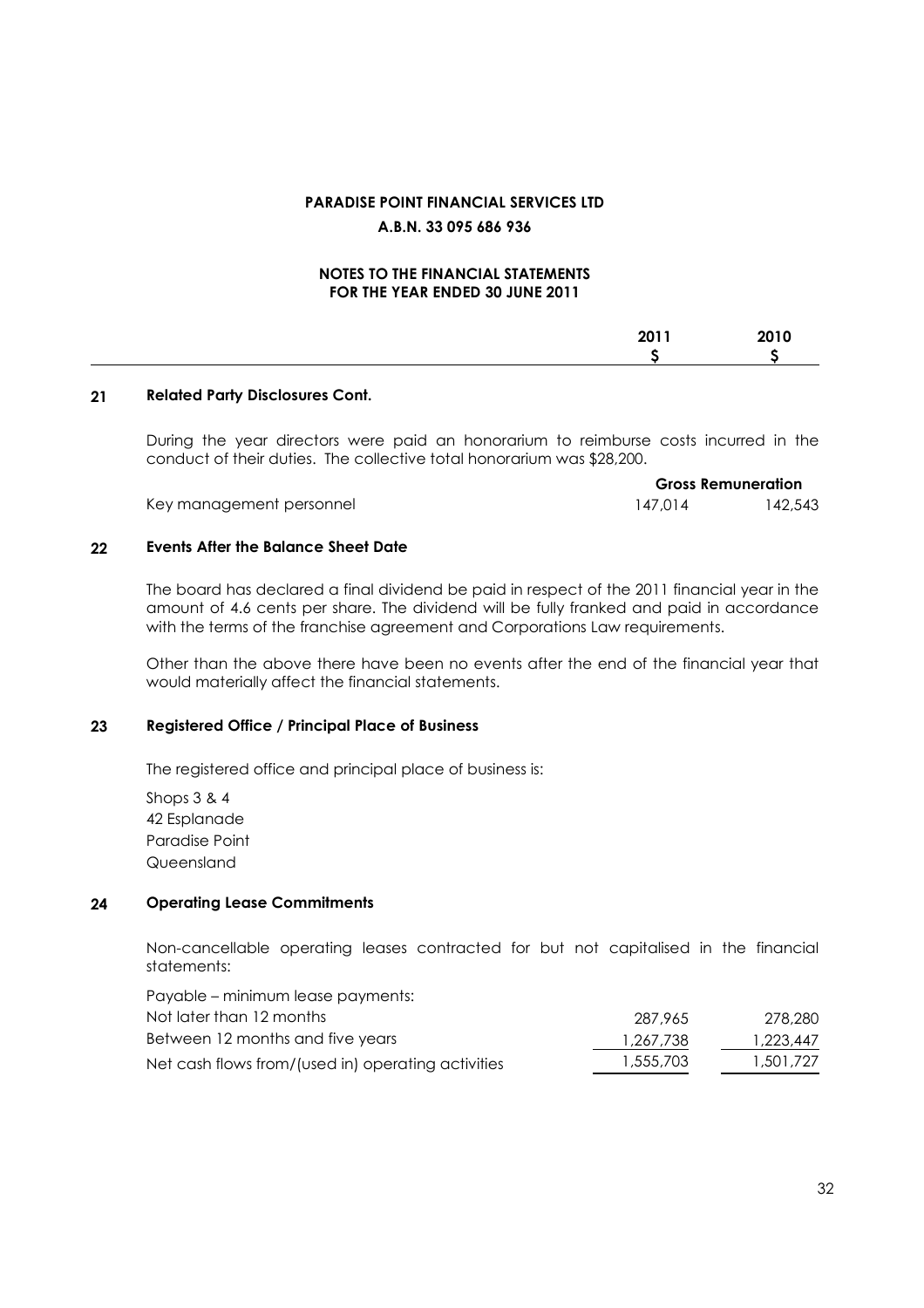**PARADISE POINT FINANCIAL SERVICES LTD**

**A.B.N. 33 095 686 936**

**NOTES TO THE FINANCIAL STATEMENTS FOR THE YEAR ENDED 30 JUNE 2011**

| | 2011 | 2010 |
|---|---|---|
| | $ | $ |

## 21 Related Party Disclosures Cont.

During the year directors were paid an honorarium to reimburse costs incurred in the conduct of their duties. The collective total honorarium was $28,200.

| | Gross Remuneration | |
|---|---|---|
| Key management personnel | 147,014 | 142,543 |

## 22 Events After the Balance Sheet Date

The board has declared a final dividend be paid in respect of the 2011 financial year in the amount of 4.6 cents per share. The dividend will be fully franked and paid in accordance with the terms of the franchise agreement and Corporations Law requirements.

Other than the above there have been no events after the end of the financial year that would materially affect the financial statements.

## 23 Registered Office / Principal Place of Business

The registered office and principal place of business is:

Shops 3 & 4
42 Esplanade
Paradise Point
Queensland

## 24 Operating Lease Commitments

Non-cancellable operating leases contracted for but not capitalised in the financial statements:

| | 2011 | 2010 |
|---|---|---|
| Payable – minimum lease payments: | | |
| Not later than 12 months | 287,965 | 278,280 |
| Between 12 months and five years | 1,267,738 | 1,223,447 |
| Net cash flows from/(used in) operating activities | 1,555,703 | 1,501,727 |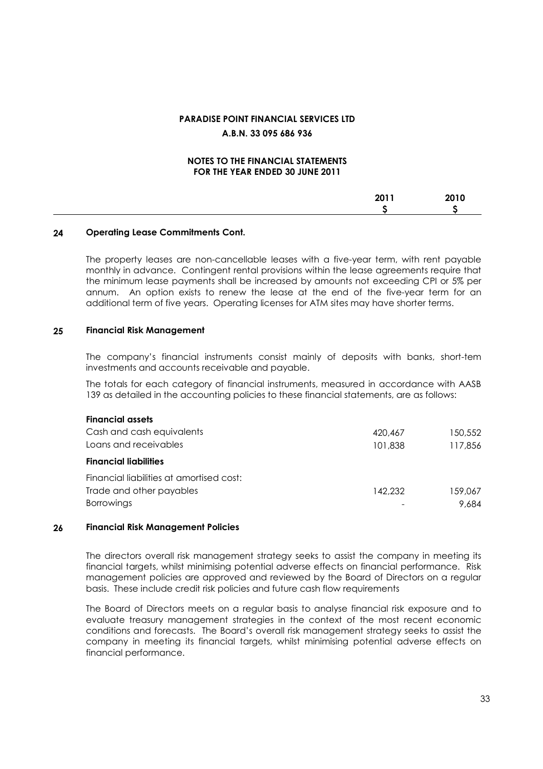# PARADISE POINT FINANCIAL SERVICES LTD

**A.B.N. 33 095 686 936**

**NOTES TO THE FINANCIAL STATEMENTS**
**FOR THE YEAR ENDED 30 JUNE 2011**

## 24 Operating Lease Commitments Cont.

The property leases are non-cancellable leases with a five-year term, with rent payable monthly in advance. Contingent rental provisions within the lease agreements require that the minimum lease payments shall be increased by amounts not exceeding CPI or 5% per annum. An option exists to renew the lease at the end of the five-year term for an additional term of five years. Operating licenses for ATM sites may have shorter terms.

## 25 Financial Risk Management

The company's financial instruments consist mainly of deposits with banks, short-tem investments and accounts receivable and payable.

The totals for each category of financial instruments, measured in accordance with AASB 139 as detailed in the accounting policies to these financial statements, are as follows:

| | 2011 $ | 2010 $ |
|---|---|---|
| **Financial assets** | | |
| Cash and cash equivalents | 420,467 | 150,552 |
| Loans and receivables | 101,838 | 117,856 |
| **Financial liabilities** | | |
| Financial liabilities at amortised cost: | | |
| Trade and other payables | 142,232 | 159,067 |
| Borrowings | - | 9,684 |

## 26 Financial Risk Management Policies

The directors overall risk management strategy seeks to assist the company in meeting its financial targets, whilst minimising potential adverse effects on financial performance. Risk management policies are approved and reviewed by the Board of Directors on a regular basis. These include credit risk policies and future cash flow requirements

The Board of Directors meets on a regular basis to analyse financial risk exposure and to evaluate treasury management strategies in the context of the most recent economic conditions and forecasts. The Board's overall risk management strategy seeks to assist the company in meeting its financial targets, whilst minimising potential adverse effects on financial performance.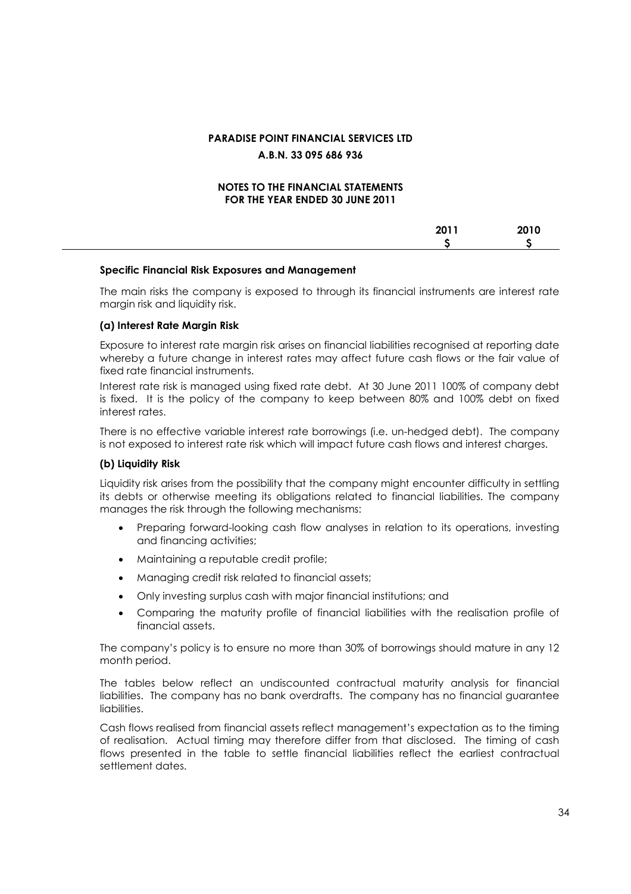**PARADISE POINT FINANCIAL SERVICES LTD**

**A.B.N. 33 095 686 936**

**NOTES TO THE FINANCIAL STATEMENTS**
**FOR THE YEAR ENDED 30 JUNE 2011**

| | 2011 | 2010 |
|---|---|---|
| | $ | $ |

**Specific Financial Risk Exposures and Management**

The main risks the company is exposed to through its financial instruments are interest rate margin risk and liquidity risk.

**(a) Interest Rate Margin Risk**

Exposure to interest rate margin risk arises on financial liabilities recognised at reporting date whereby a future change in interest rates may affect future cash flows or the fair value of fixed rate financial instruments.

Interest rate risk is managed using fixed rate debt. At 30 June 2011 100% of company debt is fixed. It is the policy of the company to keep between 80% and 100% debt on fixed interest rates.

There is no effective variable interest rate borrowings (i.e. un-hedged debt). The company is not exposed to interest rate risk which will impact future cash flows and interest charges.

**(b) Liquidity Risk**

Liquidity risk arises from the possibility that the company might encounter difficulty in settling its debts or otherwise meeting its obligations related to financial liabilities. The company manages the risk through the following mechanisms:

- Preparing forward-looking cash flow analyses in relation to its operations, investing and financing activities;
- Maintaining a reputable credit profile;
- Managing credit risk related to financial assets;
- Only investing surplus cash with major financial institutions; and
- Comparing the maturity profile of financial liabilities with the realisation profile of financial assets.

The company's policy is to ensure no more than 30% of borrowings should mature in any 12 month period.

The tables below reflect an undiscounted contractual maturity analysis for financial liabilities. The company has no bank overdrafts. The company has no financial guarantee liabilities.

Cash flows realised from financial assets reflect management's expectation as to the timing of realisation. Actual timing may therefore differ from that disclosed. The timing of cash flows presented in the table to settle financial liabilities reflect the earliest contractual settlement dates.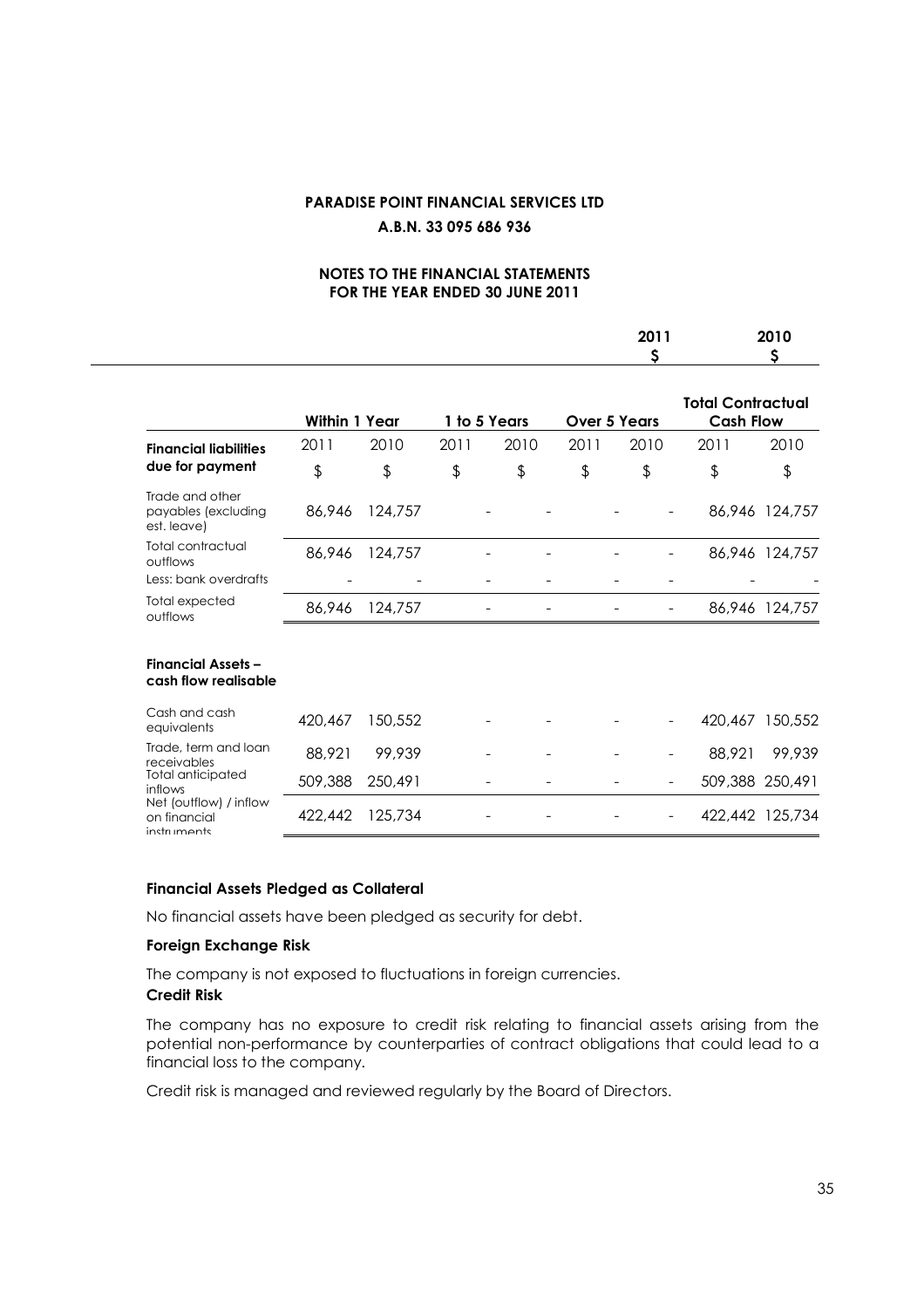**PARADISE POINT FINANCIAL SERVICES LTD**

**A.B.N. 33 095 686 936**

**NOTES TO THE FINANCIAL STATEMENTS FOR THE YEAR ENDED 30 JUNE 2011**

| | **2011** | **2010** |
|---|---|---|
| | **$** | **$** |

| | **Within 1 Year** | | **1 to 5 Years** | | **Over 5 Years** | | **Total Contractual Cash Flow** | |
|---|---|---|---|---|---|---|---|---|
| **Financial liabilities due for payment** | 2011 | 2010 | 2011 | 2010 | 2011 | 2010 | 2011 | 2010 |
| | $ | $ | $ | $ | $ | $ | $ | $ |
| Trade and other payables (excluding est. leave) | 86,946 | 124,757 | - | - | - | - | 86,946 | 124,757 |
| Total contractual outflows | 86,946 | 124,757 | - | - | - | - | 86,946 | 124,757 |
| Less: bank overdrafts | - | - | - | - | - | - | - | - |
| Total expected outflows | 86,946 | 124,757 | - | - | - | - | 86,946 | 124,757 |
| **Financial Assets – cash flow realisable** | | | | | | | | |
| Cash and cash equivalents | 420,467 | 150,552 | - | - | - | - | 420,467 | 150,552 |
| Trade, term and loan receivables | 88,921 | 99,939 | - | - | - | - | 88,921 | 99,939 |
| Total anticipated inflows | 509,388 | 250,491 | - | - | - | - | 509,388 | 250,491 |
| Net (outflow) / inflow on financial instruments | 422,442 | 125,734 | - | - | - | - | 422,442 | 125,734 |

**Financial Assets Pledged as Collateral**

No financial assets have been pledged as security for debt.

**Foreign Exchange Risk**

The company is not exposed to fluctuations in foreign currencies.

**Credit Risk**

The company has no exposure to credit risk relating to financial assets arising from the potential non-performance by counterparties of contract obligations that could lead to a financial loss to the company.

Credit risk is managed and reviewed regularly by the Board of Directors.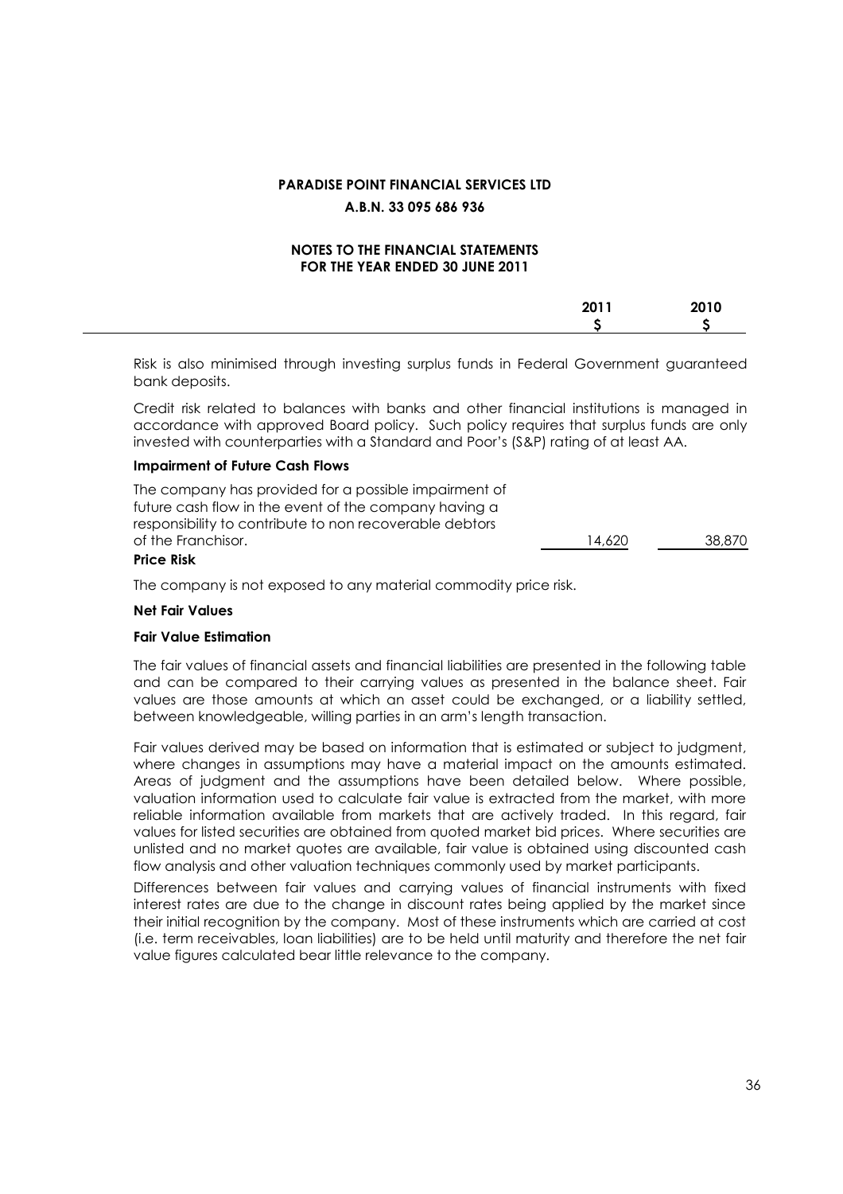**PARADISE POINT FINANCIAL SERVICES LTD**

**A.B.N. 33 095 686 936**

**NOTES TO THE FINANCIAL STATEMENTS**
**FOR THE YEAR ENDED 30 JUNE 2011**

| | 2011 | 2010 |
|---|---|---|
| | $ | $ |

Risk is also minimised through investing surplus funds in Federal Government guaranteed bank deposits.

Credit risk related to balances with banks and other financial institutions is managed in accordance with approved Board policy. Such policy requires that surplus funds are only invested with counterparties with a Standard and Poor's (S&P) rating of at least AA.

**Impairment of Future Cash Flows**

| | 2011 | 2010 |
|---|---|---|
| The company has provided for a possible impairment of future cash flow in the event of the company having a responsibility to contribute to non recoverable debtors of the Franchisor. | 14,620 | 38,870 |

**Price Risk**

The company is not exposed to any material commodity price risk.

**Net Fair Values**

**Fair Value Estimation**

The fair values of financial assets and financial liabilities are presented in the following table and can be compared to their carrying values as presented in the balance sheet. Fair values are those amounts at which an asset could be exchanged, or a liability settled, between knowledgeable, willing parties in an arm's length transaction.

Fair values derived may be based on information that is estimated or subject to judgment, where changes in assumptions may have a material impact on the amounts estimated. Areas of judgment and the assumptions have been detailed below. Where possible, valuation information used to calculate fair value is extracted from the market, with more reliable information available from markets that are actively traded. In this regard, fair values for listed securities are obtained from quoted market bid prices. Where securities are unlisted and no market quotes are available, fair value is obtained using discounted cash flow analysis and other valuation techniques commonly used by market participants.

Differences between fair values and carrying values of financial instruments with fixed interest rates are due to the change in discount rates being applied by the market since their initial recognition by the company. Most of these instruments which are carried at cost (i.e. term receivables, loan liabilities) are to be held until maturity and therefore the net fair value figures calculated bear little relevance to the company.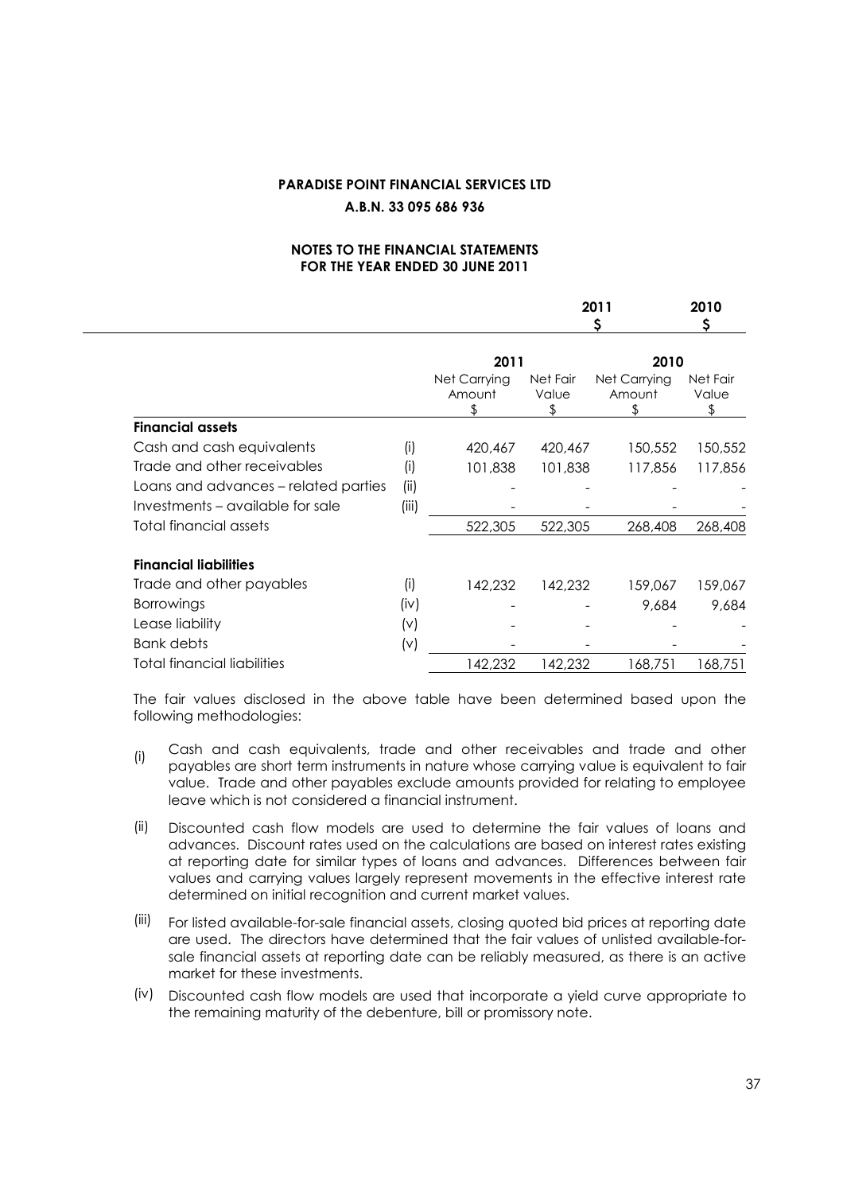**PARADISE POINT FINANCIAL SERVICES LTD**

**A.B.N. 33 095 686 936**

**NOTES TO THE FINANCIAL STATEMENTS FOR THE YEAR ENDED 30 JUNE 2011**

| | | 2011 $ | | 2010 $ | |
|---|---|---|---|---|---|
| | | **2011** | | **2010** | |
| | | Net Carrying Amount $ | Net Fair Value $ | Net Carrying Amount $ | Net Fair Value $ |
| **Financial assets** | | | | | |
| Cash and cash equivalents | (i) | 420,467 | 420,467 | 150,552 | 150,552 |
| Trade and other receivables | (i) | 101,838 | 101,838 | 117,856 | 117,856 |
| Loans and advances – related parties | (ii) | - | - | - | - |
| Investments – available for sale | (iii) | - | - | - | - |
| Total financial assets | | 522,305 | 522,305 | 268,408 | 268,408 |
| **Financial liabilities** | | | | | |
| Trade and other payables | (i) | 142,232 | 142,232 | 159,067 | 159,067 |
| Borrowings | (iv) | - | - | 9,684 | 9,684 |
| Lease liability | (v) | - | - | - | - |
| Bank debts | (v) | - | - | - | - |
| Total financial liabilities | | 142,232 | 142,232 | 168,751 | 168,751 |

The fair values disclosed in the above table have been determined based upon the following methodologies:

(i) Cash and cash equivalents, trade and other receivables and trade and other payables are short term instruments in nature whose carrying value is equivalent to fair value. Trade and other payables exclude amounts provided for relating to employee leave which is not considered a financial instrument.

(ii) Discounted cash flow models are used to determine the fair values of loans and advances. Discount rates used on the calculations are based on interest rates existing at reporting date for similar types of loans and advances. Differences between fair values and carrying values largely represent movements in the effective interest rate determined on initial recognition and current market values.

(iii) For listed available-for-sale financial assets, closing quoted bid prices at reporting date are used. The directors have determined that the fair values of unlisted available-for-sale financial assets at reporting date can be reliably measured, as there is an active market for these investments.

(iv) Discounted cash flow models are used that incorporate a yield curve appropriate to the remaining maturity of the debenture, bill or promissory note.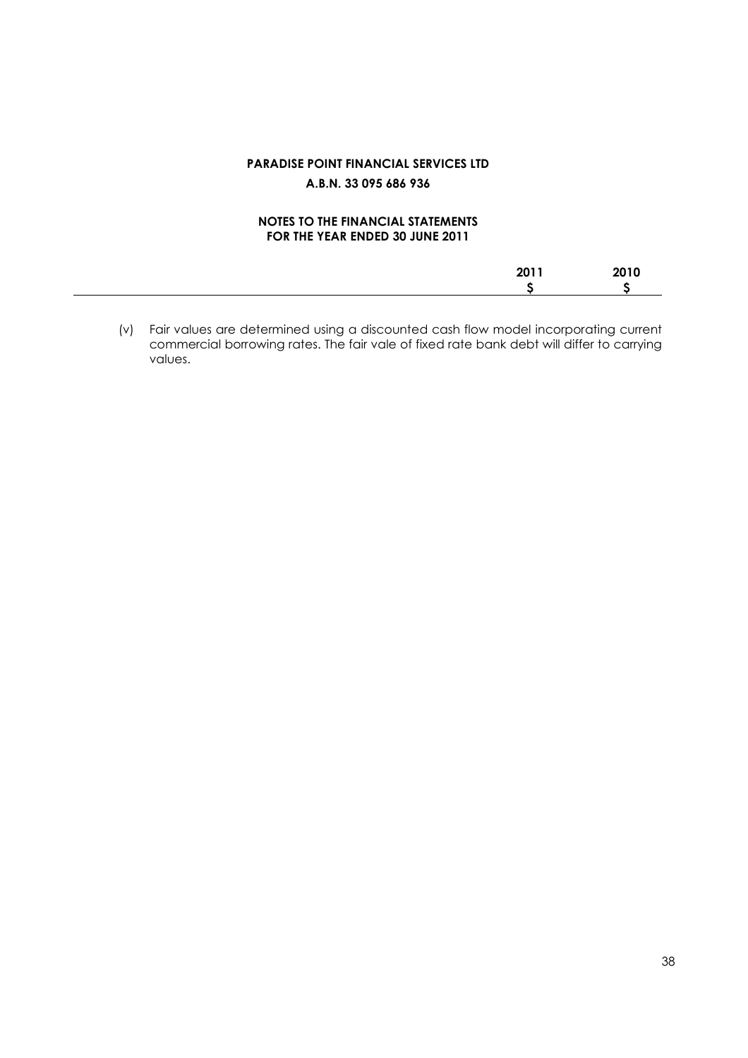**PARADISE POINT FINANCIAL SERVICES LTD**

**A.B.N. 33 095 686 936**

**NOTES TO THE FINANCIAL STATEMENTS**
**FOR THE YEAR ENDED 30 JUNE 2011**

| | 2011 | 2010 |
|---|---|---|
| | $ | $ |

(v) Fair values are determined using a discounted cash flow model incorporating current commercial borrowing rates. The fair vale of fixed rate bank debt will differ to carrying values.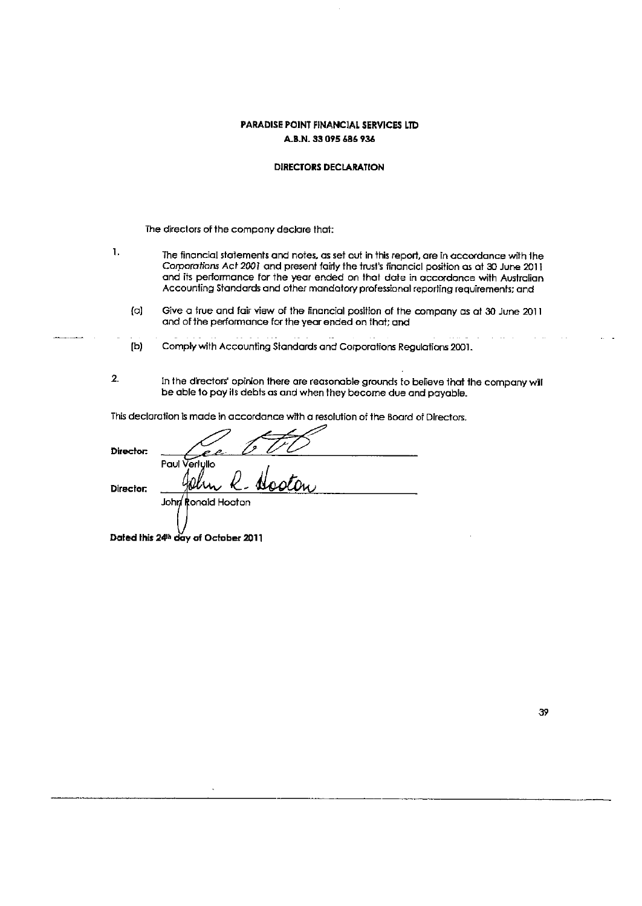**PARADISE POINT FINANCIAL SERVICES LTD**
**A.B.N. 33 095 686 936**

**DIRECTORS DECLARATION**

The directors of the company declare that:

1. The financial statements and notes, as set out in this report, are in accordance with the *Corporations Act 2001* and present fairly the trust's financicl position as at 30 June 2011 and its performance for the year ended on that date in accordance with Australian Accounting Standards and other mandatory professional reporting requirements; and

   (a) Give a true and fair view of the financial position of the company as at 30 June 2011 and of the performance for the year ended on that; and

   (b) Comply with Accounting Standards and Corporations Regulations 2001.

2. In the directors' opinion there are reasonable grounds to believe that the company will be able to pay its debts as and when they become due and payable.

This declaration is made in accordance with a resolution of the Board of Directors.

**Director:** ______________________
Paul Vertullo

**Director:** ______________________
John Ronald Hooton

**Dated this 24th day of October 2011**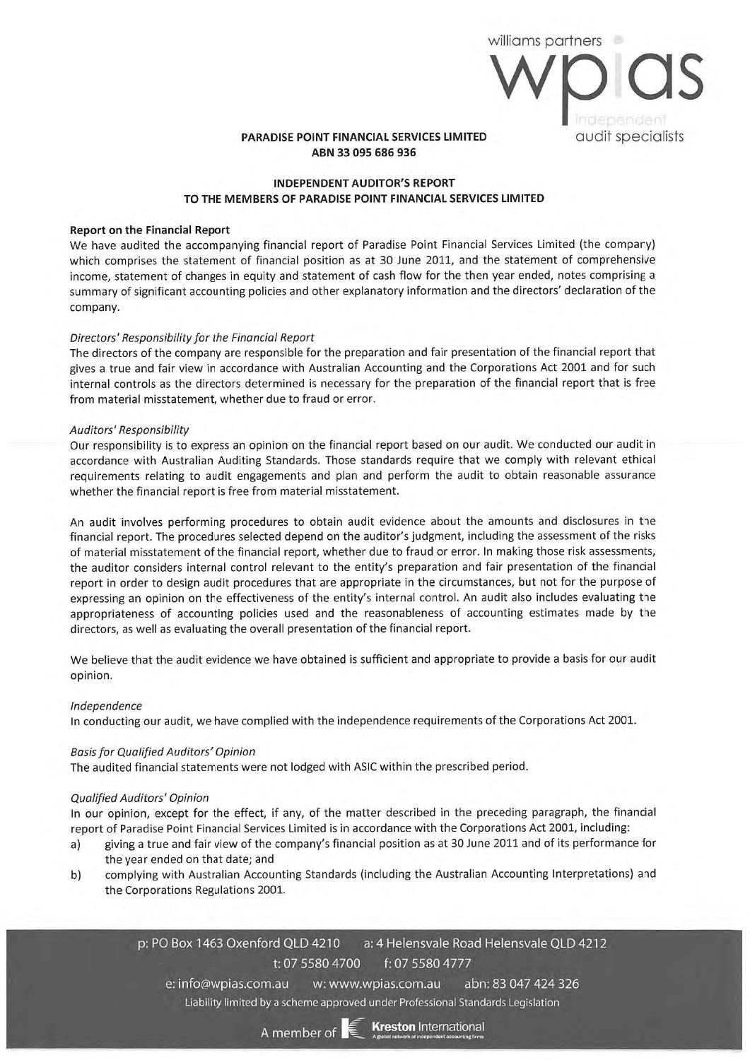williams partners

wpias

independent audit specialists

**PARADISE POINT FINANCIAL SERVICES LIMITED**
**ABN 33 095 686 936**

## INDEPENDENT AUDITOR'S REPORT TO THE MEMBERS OF PARADISE POINT FINANCIAL SERVICES LIMITED

**Report on the Financial Report**

We have audited the accompanying financial report of Paradise Point Financial Services Limited (the company) which comprises the statement of financial position as at 30 June 2011, and the statement of comprehensive income, statement of changes in equity and statement of cash flow for the then year ended, notes comprising a summary of significant accounting policies and other explanatory information and the directors' declaration of the company.

*Directors' Responsibility for the Financial Report*

The directors of the company are responsible for the preparation and fair presentation of the financial report that gives a true and fair view in accordance with Australian Accounting and the Corporations Act 2001 and for such internal controls as the directors determined is necessary for the preparation of the financial report that is free from material misstatement, whether due to fraud or error.

*Auditors' Responsibility*

Our responsibility is to express an opinion on the financial report based on our audit. We conducted our audit in accordance with Australian Auditing Standards. Those standards require that we comply with relevant ethical requirements relating to audit engagements and plan and perform the audit to obtain reasonable assurance whether the financial report is free from material misstatement.

An audit involves performing procedures to obtain audit evidence about the amounts and disclosures in the financial report. The procedures selected depend on the auditor's judgment, including the assessment of the risks of material misstatement of the financial report, whether due to fraud or error. In making those risk assessments, the auditor considers internal control relevant to the entity's preparation and fair presentation of the financial report in order to design audit procedures that are appropriate in the circumstances, but not for the purpose of expressing an opinion on the effectiveness of the entity's internal control. An audit also includes evaluating the appropriateness of accounting policies used and the reasonableness of accounting estimates made by the directors, as well as evaluating the overall presentation of the financial report.

We believe that the audit evidence we have obtained is sufficient and appropriate to provide a basis for our audit opinion.

*Independence*

In conducting our audit, we have complied with the independence requirements of the Corporations Act 2001.

*Basis for Qualified Auditors' Opinion*

The audited financial statements were not lodged with ASIC within the prescribed period.

*Qualified Auditors' Opinion*

In our opinion, except for the effect, if any, of the matter described in the preceding paragraph, the financial report of Paradise Point Financial Services Limited is in accordance with the Corporations Act 2001, including:

a) giving a true and fair view of the company's financial position as at 30 June 2011 and of its performance for the year ended on that date; and
b) complying with Australian Accounting Standards (including the Australian Accounting Interpretations) and the Corporations Regulations 2001.

p: PO Box 1463 Oxenford QLD 4210 a: 4 Helensvale Road Helensvale QLD 4212
t: 07 5580 4700 f: 07 5580 4777
e: info@wpias.com.au w: www.wpias.com.au abn: 83 047 424 326
Liability limited by a scheme approved under Professional Standards Legislation
A member of Kreston International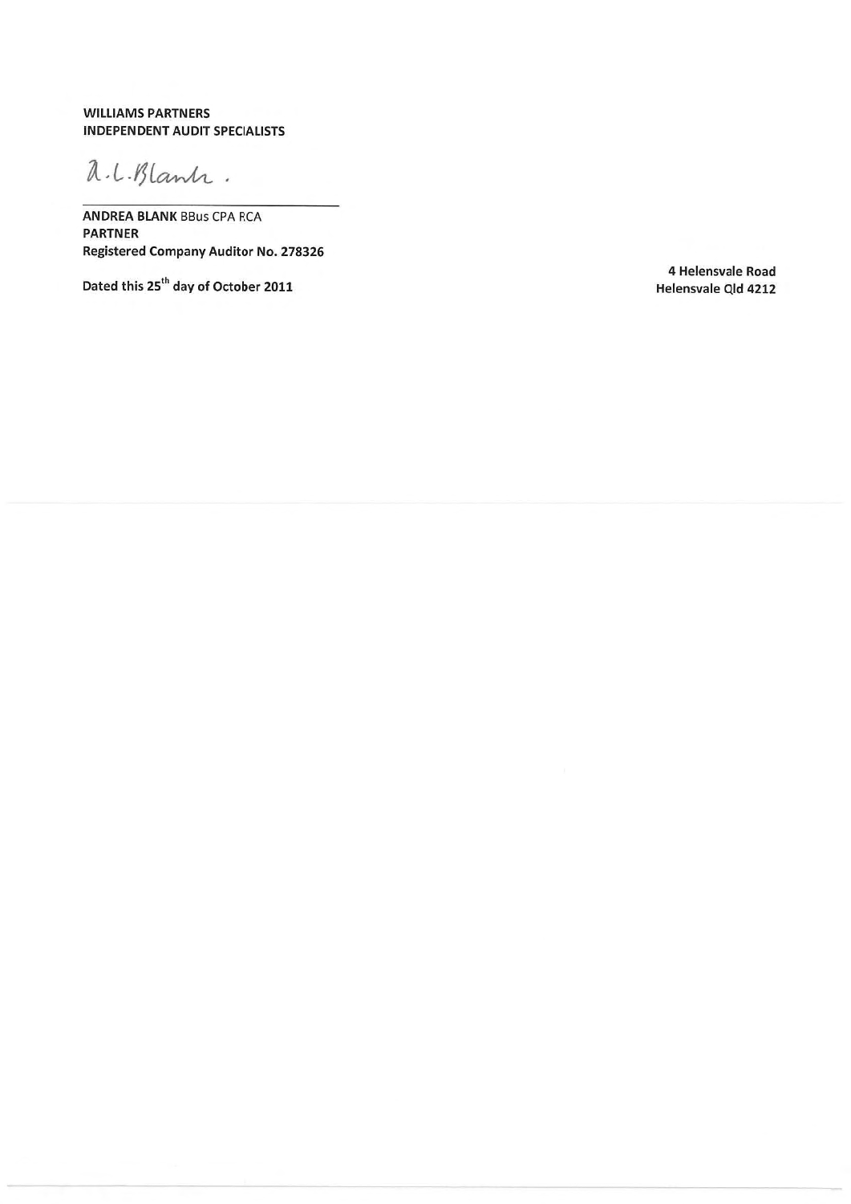**WILLIAMS PARTNERS**
**INDEPENDENT AUDIT SPECIALISTS**

A.L. Blank.

**ANDREA BLANK** BBus CPA RCA
**PARTNER**
**Registered Company Auditor No. 278326**

**Dated this 25th day of October 2011**

**4 Helensvale Road**
**Helensvale Qld 4212**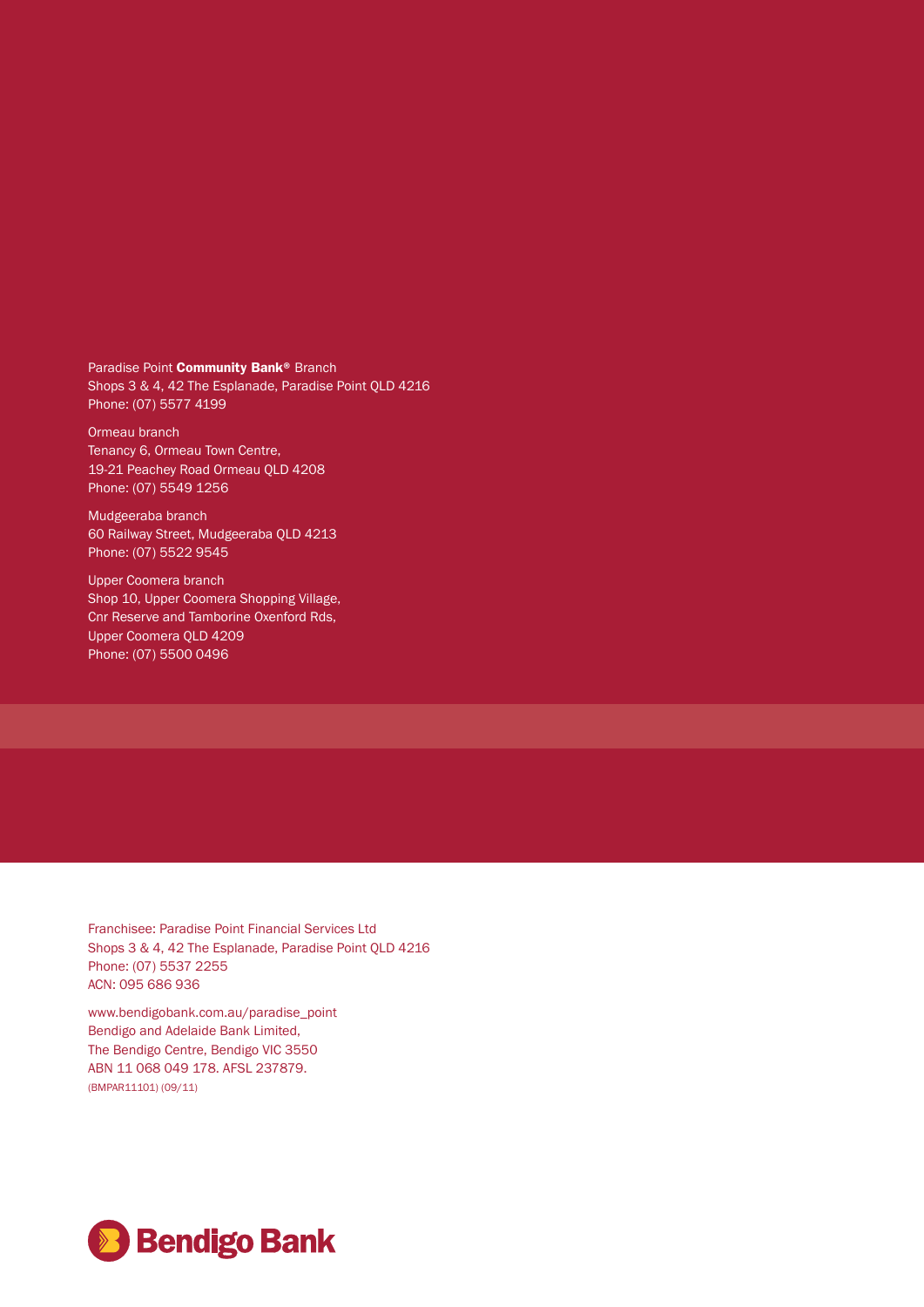Paradise Point **Community Bank**® Branch
Shops 3 & 4, 42 The Esplanade, Paradise Point QLD 4216
Phone: (07) 5577 4199

Ormeau branch
Tenancy 6, Ormeau Town Centre,
19-21 Peachey Road Ormeau QLD 4208
Phone: (07) 5549 1256

Mudgeeraba branch
60 Railway Street, Mudgeeraba QLD 4213
Phone: (07) 5522 9545

Upper Coomera branch
Shop 10, Upper Coomera Shopping Village,
Cnr Reserve and Tamborine Oxenford Rds,
Upper Coomera QLD 4209
Phone: (07) 5500 0496

Franchisee: Paradise Point Financial Services Ltd
Shops 3 & 4, 42 The Esplanade, Paradise Point QLD 4216
Phone: (07) 5537 2255
ACN: 095 686 936

www.bendigobank.com.au/paradise_point
Bendigo and Adelaide Bank Limited,
The Bendigo Centre, Bendigo VIC 3550
ABN 11 068 049 178. AFSL 237879.
(BMPAR11101) (09/11)

Bendigo Bank